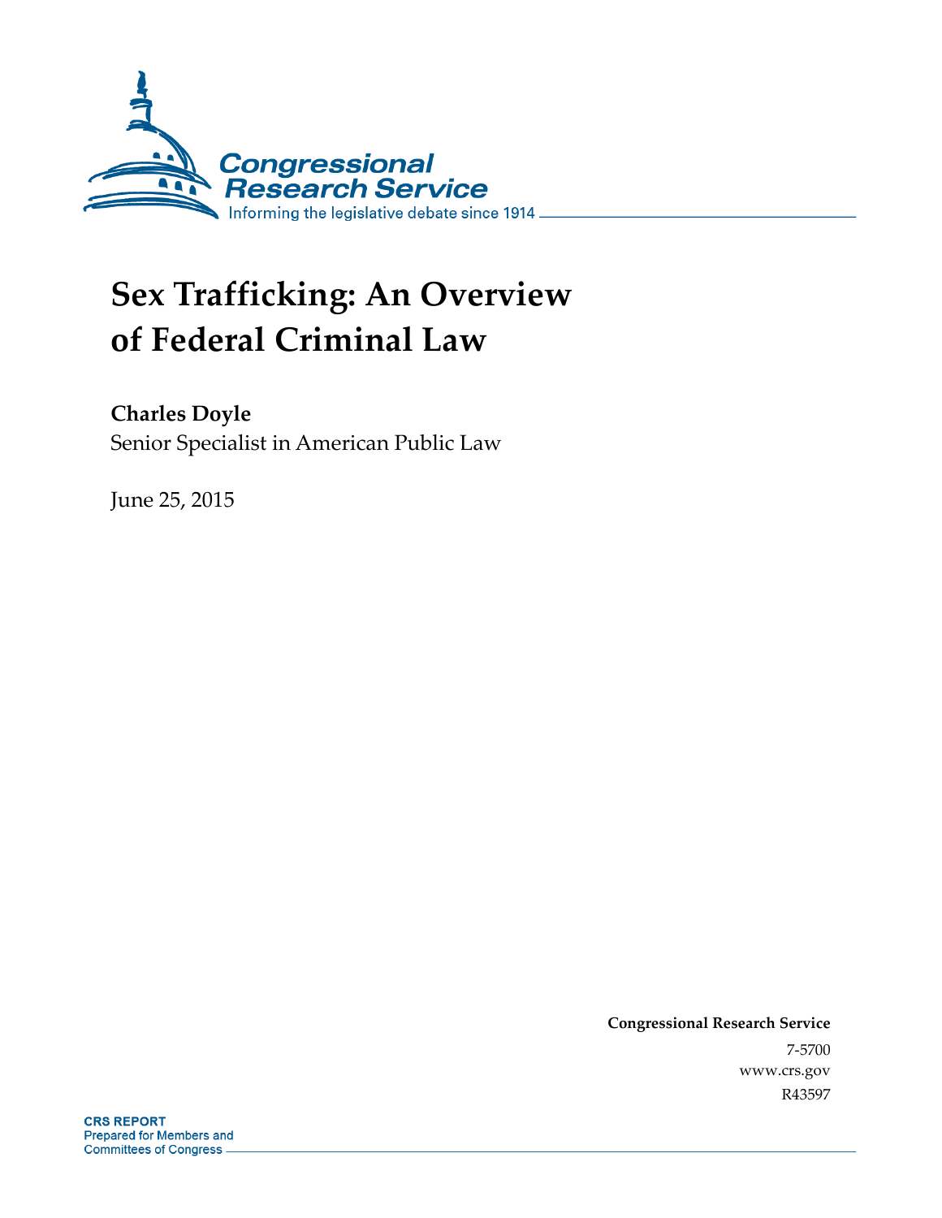Congressional Research Service

Informing the legislative debate since 1914

# Sex Trafficking: An Overview of Federal Criminal Law

**Charles Doyle**
Senior Specialist in American Public Law

June 25, 2015

**Congressional Research Service**
7-5700
www.crs.gov
R43597

**CRS REPORT**
Prepared for Members and Committees of Congress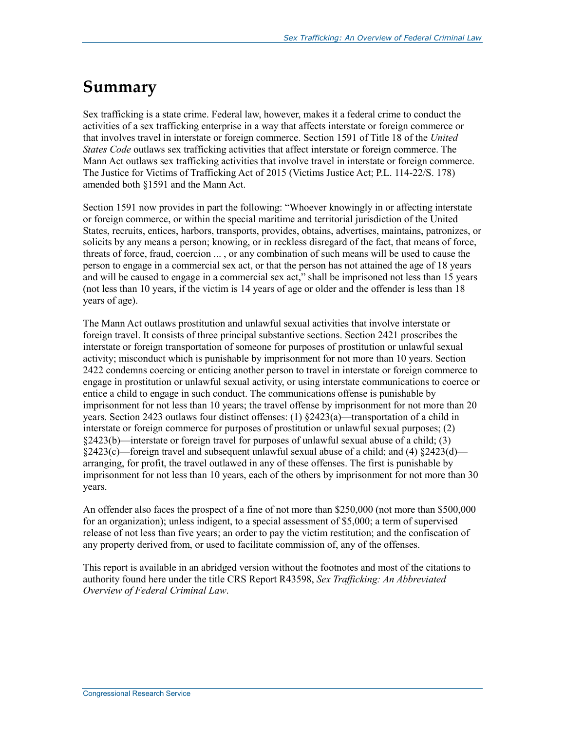# Summary

Sex trafficking is a state crime. Federal law, however, makes it a federal crime to conduct the activities of a sex trafficking enterprise in a way that affects interstate or foreign commerce or that involves travel in interstate or foreign commerce. Section 1591 of Title 18 of the *United States Code* outlaws sex trafficking activities that affect interstate or foreign commerce. The Mann Act outlaws sex trafficking activities that involve travel in interstate or foreign commerce. The Justice for Victims of Trafficking Act of 2015 (Victims Justice Act; P.L. 114-22/S. 178) amended both §1591 and the Mann Act.

Section 1591 now provides in part the following: "Whoever knowingly in or affecting interstate or foreign commerce, or within the special maritime and territorial jurisdiction of the United States, recruits, entices, harbors, transports, provides, obtains, advertises, maintains, patronizes, or solicits by any means a person; knowing, or in reckless disregard of the fact, that means of force, threats of force, fraud, coercion ... , or any combination of such means will be used to cause the person to engage in a commercial sex act, or that the person has not attained the age of 18 years and will be caused to engage in a commercial sex act," shall be imprisoned not less than 15 years (not less than 10 years, if the victim is 14 years of age or older and the offender is less than 18 years of age).

The Mann Act outlaws prostitution and unlawful sexual activities that involve interstate or foreign travel. It consists of three principal substantive sections. Section 2421 proscribes the interstate or foreign transportation of someone for purposes of prostitution or unlawful sexual activity; misconduct which is punishable by imprisonment for not more than 10 years. Section 2422 condemns coercing or enticing another person to travel in interstate or foreign commerce to engage in prostitution or unlawful sexual activity, or using interstate communications to coerce or entice a child to engage in such conduct. The communications offense is punishable by imprisonment for not less than 10 years; the travel offense by imprisonment for not more than 20 years. Section 2423 outlaws four distinct offenses: (1) §2423(a)—transportation of a child in interstate or foreign commerce for purposes of prostitution or unlawful sexual purposes; (2) §2423(b)—interstate or foreign travel for purposes of unlawful sexual abuse of a child; (3) §2423(c)—foreign travel and subsequent unlawful sexual abuse of a child; and (4) §2423(d)—arranging, for profit, the travel outlawed in any of these offenses. The first is punishable by imprisonment for not less than 10 years, each of the others by imprisonment for not more than 30 years.

An offender also faces the prospect of a fine of not more than $250,000 (not more than $500,000 for an organization); unless indigent, to a special assessment of $5,000; a term of supervised release of not less than five years; an order to pay the victim restitution; and the confiscation of any property derived from, or used to facilitate commission of, any of the offenses.

This report is available in an abridged version without the footnotes and most of the citations to authority found here under the title CRS Report R43598, *Sex Trafficking: An Abbreviated Overview of Federal Criminal Law*.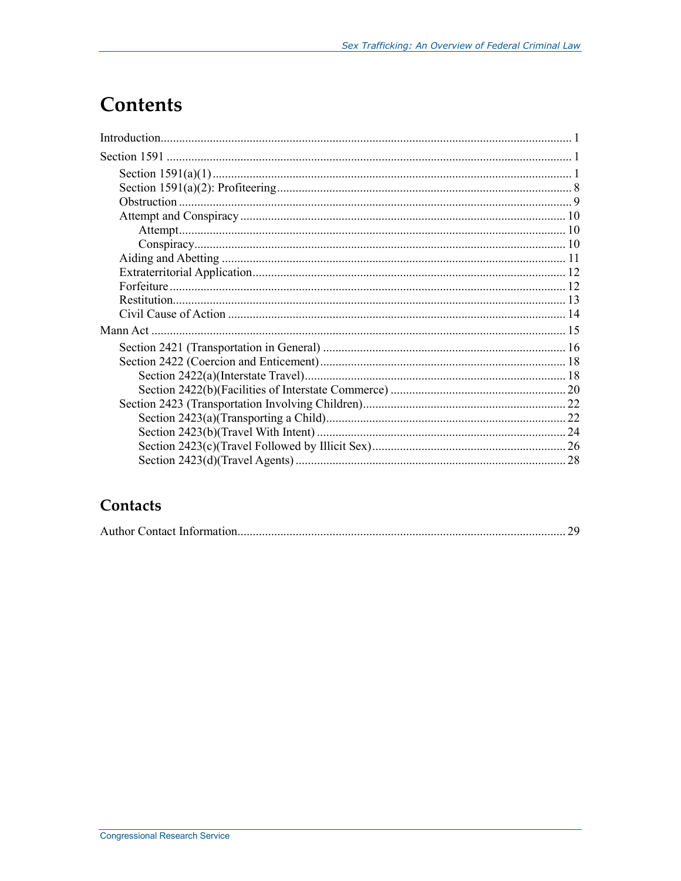# Contents

Introduction.................................................................................................................................... 1

Section 1591 .................................................................................................................................. 1

- Section 1591(a)(1) .................................................................................................................... 1
- Section 1591(a)(2): Profiteering............................................................................................... 8
- Obstruction ............................................................................................................................... 9
- Attempt and Conspiracy ......................................................................................................... 10
  - Attempt............................................................................................................................. 10
  - Conspiracy........................................................................................................................ 10
- Aiding and Abetting ............................................................................................................... 11
- Extraterritorial Application..................................................................................................... 12
- Forfeiture ................................................................................................................................ 12
- Restitution............................................................................................................................... 13
- Civil Cause of Action ............................................................................................................. 14

Mann Act ..................................................................................................................................... 15

- Section 2421 (Transportation in General) .............................................................................. 16
- Section 2422 (Coercion and Enticement)................................................................................ 18
  - Section 2422(a)(Interstate Travel).................................................................................... 18
  - Section 2422(b)(Facilities of Interstate Commerce) ......................................................... 20
- Section 2423 (Transportation Involving Children).................................................................. 22
  - Section 2423(a)(Transporting a Child)............................................................................. 22
  - Section 2423(b)(Travel With Intent) ................................................................................ 24
  - Section 2423(c)(Travel Followed by Illicit Sex).............................................................. 26
  - Section 2423(d)(Travel Agents) ....................................................................................... 28

## Contacts

Author Contact Information.......................................................................................................... 29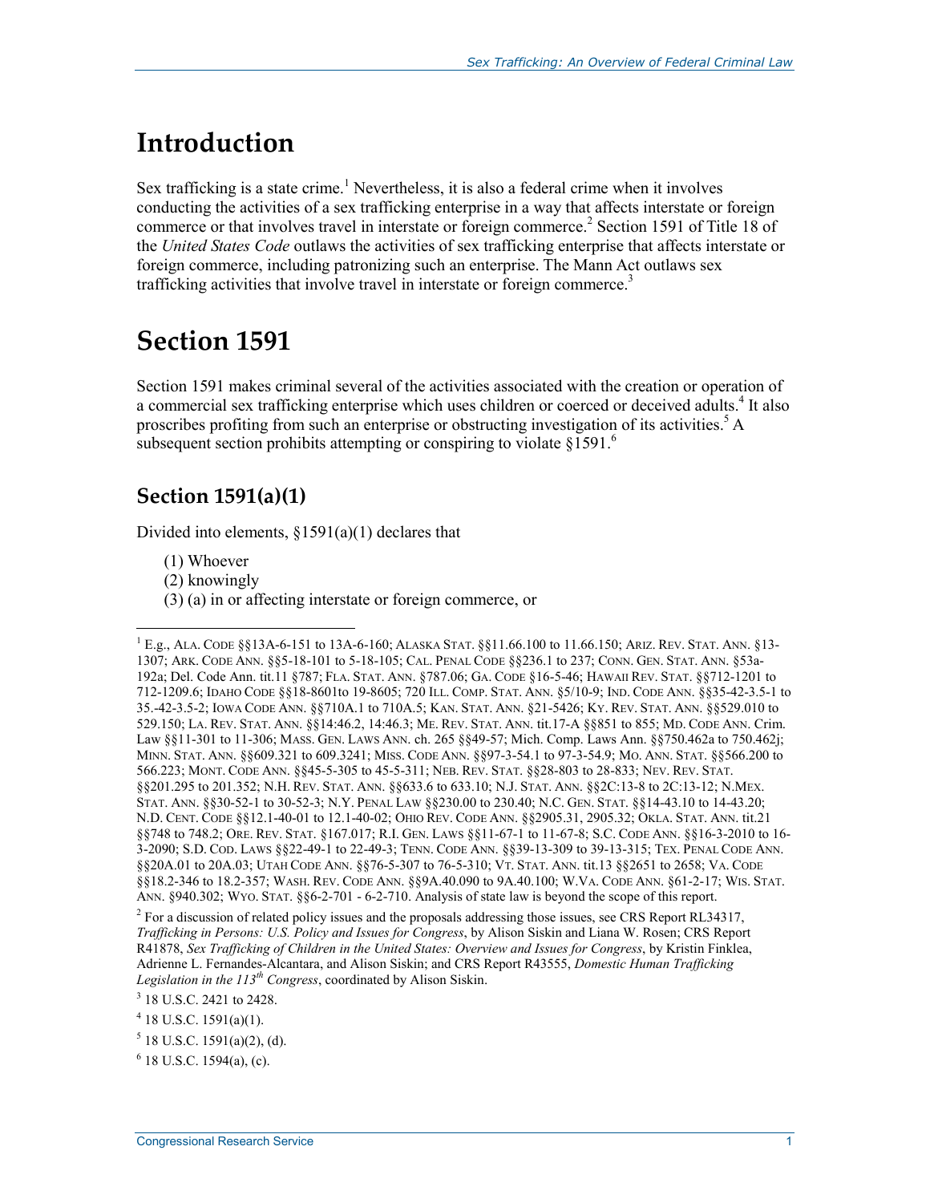# Introduction

Sex trafficking is a state crime.[1] Nevertheless, it is also a federal crime when it involves conducting the activities of a sex trafficking enterprise in a way that affects interstate or foreign commerce or that involves travel in interstate or foreign commerce.[2] Section 1591 of Title 18 of the *United States Code* outlaws the activities of sex trafficking enterprise that affects interstate or foreign commerce, including patronizing such an enterprise. The Mann Act outlaws sex trafficking activities that involve travel in interstate or foreign commerce.[3]

# Section 1591

Section 1591 makes criminal several of the activities associated with the creation or operation of a commercial sex trafficking enterprise which uses children or coerced or deceived adults.[4] It also proscribes profiting from such an enterprise or obstructing investigation of its activities.[5] A subsequent section prohibits attempting or conspiring to violate §1591.[6]

## Section 1591(a)(1)

Divided into elements, §1591(a)(1) declares that

(1) Whoever
(2) knowingly
(3) (a) in or affecting interstate or foreign commerce, or

---

[1] E.g., ALA. CODE §§13A-6-151 to 13A-6-160; ALASKA STAT. §§11.66.100 to 11.66.150; ARIZ. REV. STAT. ANN. §13-1307; ARK. CODE ANN. §§5-18-101 to 5-18-105; CAL. PENAL CODE §§236.1 to 237; CONN. GEN. STAT. ANN. §53a-192a; Del. Code Ann. tit.11 §787; FLA. STAT. ANN. §787.06; GA. CODE §16-5-46; HAWAII REV. STAT. §§712-1201 to 712-1209.6; IDAHO CODE §§18-8601to 19-8605; 720 ILL. COMP. STAT. ANN. §5/10-9; IND. CODE ANN. §§35-42-3.5-1 to 35.-42-3.5-2; IOWA CODE ANN. §§710A.1 to 710A.5; KAN. STAT. ANN. §21-5426; KY. REV. STAT. ANN. §§529.010 to 529.150; LA. REV. STAT. ANN. §§14:46.2, 14:46.3; ME. REV. STAT. ANN. tit.17-A §§851 to 855; MD. CODE ANN. Crim. Law §§11-301 to 11-306; MASS. GEN. LAWS ANN. ch. 265 §§49-57; Mich. Comp. Laws Ann. §§750.462a to 750.462j; MINN. STAT. ANN. §§609.321 to 609.3241; MISS. CODE ANN. §§97-3-54.1 to 97-3-54.9; MO. ANN. STAT. §§566.200 to 566.223; MONT. CODE ANN. §§45-5-305 to 45-5-311; NEB. REV. STAT. §§28-803 to 28-833; NEV. REV. STAT. §§201.295 to 201.352; N.H. REV. STAT. ANN. §§633.6 to 633.10; N.J. STAT. ANN. §§2C:13-8 to 2C:13-12; N.MEX. STAT. ANN. §§30-52-1 to 30-52-3; N.Y. PENAL LAW §§230.00 to 230.40; N.C. GEN. STAT. §§14-43.10 to 14-43.20; N.D. CENT. CODE §§12.1-40-01 to 12.1-40-02; OHIO REV. CODE ANN. §§2905.31, 2905.32; OKLA. STAT. ANN. tit.21 §§748 to 748.2; ORE. REV. STAT. §167.017; R.I. GEN. LAWS §§11-67-1 to 11-67-8; S.C. CODE ANN. §§16-3-2010 to 16-3-2090; S.D. COD. LAWS §§22-49-1 to 22-49-3; TENN. CODE ANN. §§39-13-309 to 39-13-315; TEX. PENAL CODE ANN. §§20A.01 to 20A.03; UTAH CODE ANN. §§76-5-307 to 76-5-310; VT. STAT. ANN. tit.13 §§2651 to 2658; VA. CODE §§18.2-346 to 18.2-357; WASH. REV. CODE ANN. §§9A.40.090 to 9A.40.100; W.VA. CODE ANN. §61-2-17; WIS. STAT. ANN. §940.302; WYO. STAT. §§6-2-701 - 6-2-710. Analysis of state law is beyond the scope of this report.

[2] For a discussion of related policy issues and the proposals addressing those issues, see CRS Report RL34317, *Trafficking in Persons: U.S. Policy and Issues for Congress*, by Alison Siskin and Liana W. Rosen; CRS Report R41878, *Sex Trafficking of Children in the United States: Overview and Issues for Congress*, by Kristin Finklea, Adrienne L. Fernandes-Alcantara, and Alison Siskin; and CRS Report R43555, *Domestic Human Trafficking Legislation in the 113th Congress*, coordinated by Alison Siskin.

[3] 18 U.S.C. 2421 to 2428.

[4] 18 U.S.C. 1591(a)(1).

[5] 18 U.S.C. 1591(a)(2), (d).

[6] 18 U.S.C. 1594(a), (c).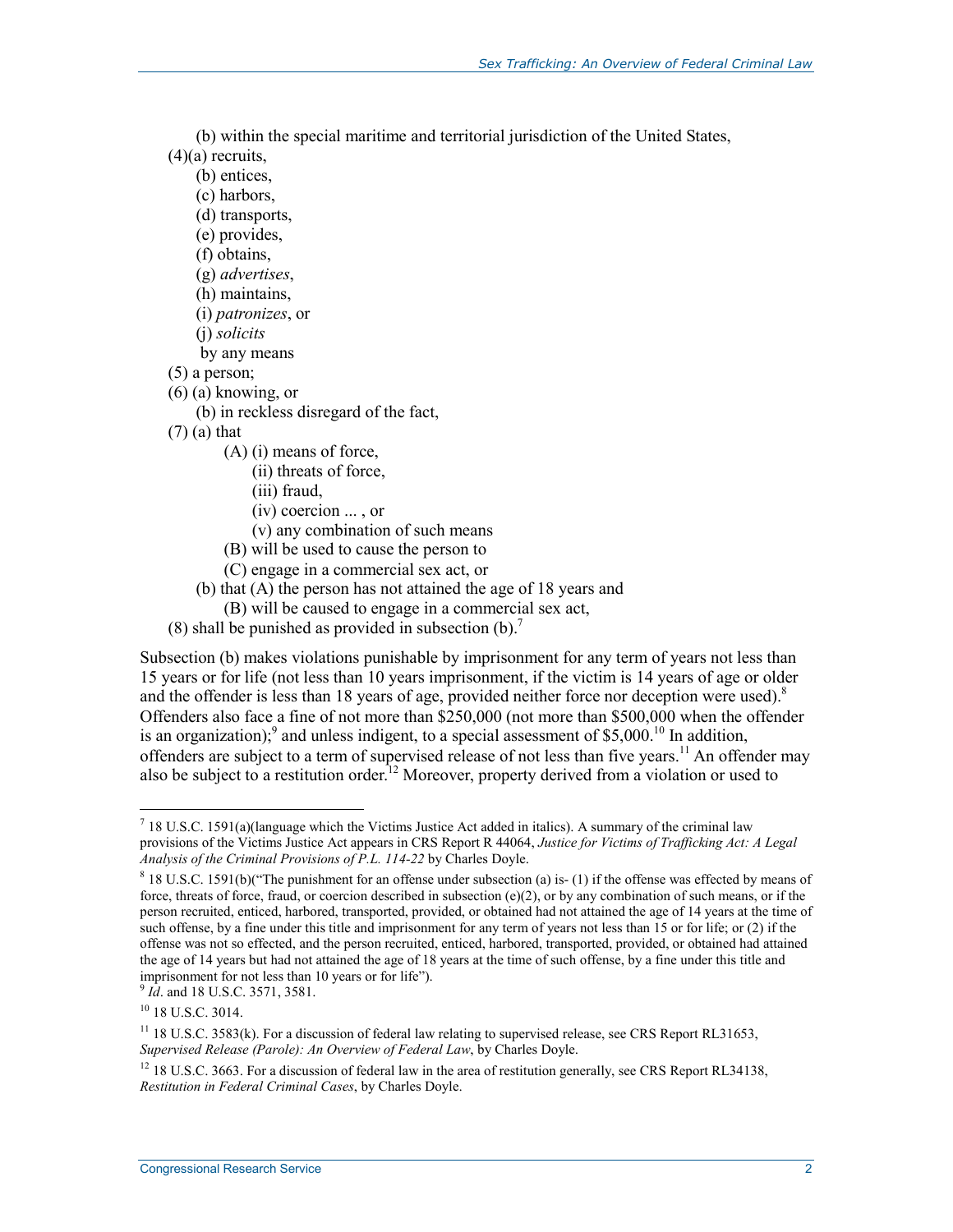(b) within the special maritime and territorial jurisdiction of the United States,

(4)(a) recruits,

(b) entices,

(c) harbors,

(d) transports,

(e) provides,

(f) obtains,

(g) *advertises*,

(h) maintains,

(i) *patronizes*, or

(j) *solicits*

by any means

(5) a person;

(6) (a) knowing, or

(b) in reckless disregard of the fact,

(7) (a) that

(A) (i) means of force,

(ii) threats of force,

(iii) fraud,

(iv) coercion ... , or

(v) any combination of such means

(B) will be used to cause the person to

(C) engage in a commercial sex act, or

(b) that (A) the person has not attained the age of 18 years and

(B) will be caused to engage in a commercial sex act,

(8) shall be punished as provided in subsection (b).[7]

Subsection (b) makes violations punishable by imprisonment for any term of years not less than 15 years or for life (not less than 10 years imprisonment, if the victim is 14 years of age or older and the offender is less than 18 years of age, provided neither force nor deception were used).[8] Offenders also face a fine of not more than $250,000 (not more than $500,000 when the offender is an organization);[9] and unless indigent, to a special assessment of $5,000.[10] In addition, offenders are subject to a term of supervised release of not less than five years.[11] An offender may also be subject to a restitution order.[12] Moreover, property derived from a violation or used to

---

[7] 18 U.S.C. 1591(a)(language which the Victims Justice Act added in italics). A summary of the criminal law provisions of the Victims Justice Act appears in CRS Report R 44064, *Justice for Victims of Trafficking Act: A Legal Analysis of the Criminal Provisions of P.L. 114-22* by Charles Doyle.

[8] 18 U.S.C. 1591(b)("The punishment for an offense under subsection (a) is- (1) if the offense was effected by means of force, threats of force, fraud, or coercion described in subsection (e)(2), or by any combination of such means, or if the person recruited, enticed, harbored, transported, provided, or obtained had not attained the age of 14 years at the time of such offense, by a fine under this title and imprisonment for any term of years not less than 15 or for life; or (2) if the offense was not so effected, and the person recruited, enticed, harbored, transported, provided, or obtained had attained the age of 14 years but had not attained the age of 18 years at the time of such offense, by a fine under this title and imprisonment for not less than 10 years or for life").

[9] *Id*. and 18 U.S.C. 3571, 3581.

[10] 18 U.S.C. 3014.

[11] 18 U.S.C. 3583(k). For a discussion of federal law relating to supervised release, see CRS Report RL31653, *Supervised Release (Parole): An Overview of Federal Law*, by Charles Doyle.

[12] 18 U.S.C. 3663. For a discussion of federal law in the area of restitution generally, see CRS Report RL34138, *Restitution in Federal Criminal Cases*, by Charles Doyle.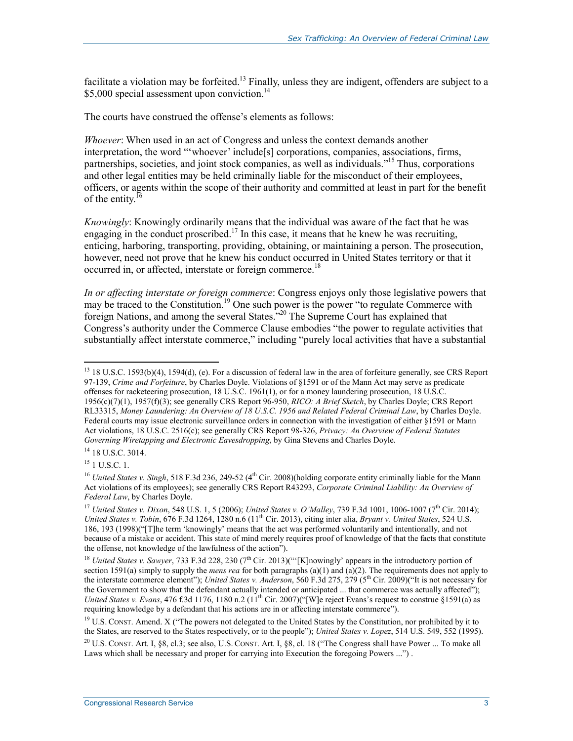facilitate a violation may be forfeited.[13] Finally, unless they are indigent, offenders are subject to a $5,000 special assessment upon conviction.[14]

The courts have construed the offense's elements as follows:

*Whoever*: When used in an act of Congress and unless the context demands another interpretation, the word "'whoever' include[s] corporations, companies, associations, firms, partnerships, societies, and joint stock companies, as well as individuals."[15] Thus, corporations and other legal entities may be held criminally liable for the misconduct of their employees, officers, or agents within the scope of their authority and committed at least in part for the benefit of the entity.[16]

*Knowingly*: Knowingly ordinarily means that the individual was aware of the fact that he was engaging in the conduct proscribed.[17] In this case, it means that he knew he was recruiting, enticing, harboring, transporting, providing, obtaining, or maintaining a person. The prosecution, however, need not prove that he knew his conduct occurred in United States territory or that it occurred in, or affected, interstate or foreign commerce.[18]

*In or affecting interstate or foreign commerce*: Congress enjoys only those legislative powers that may be traced to the Constitution.[19] One such power is the power "to regulate Commerce with foreign Nations, and among the several States."[20] The Supreme Court has explained that Congress's authority under the Commerce Clause embodies "the power to regulate activities that substantially affect interstate commerce," including "purely local activities that have a substantial

---

[13] 18 U.S.C. 1593(b)(4), 1594(d), (e). For a discussion of federal law in the area of forfeiture generally, see CRS Report 97-139, *Crime and Forfeiture*, by Charles Doyle. Violations of §1591 or of the Mann Act may serve as predicate offenses for racketeering prosecution, 18 U.S.C. 1961(1), or for a money laundering prosecution, 18 U.S.C. 1956(c)(7)(1), 1957(f)(3); see generally CRS Report 96-950, *RICO: A Brief Sketch*, by Charles Doyle; CRS Report RL33315, *Money Laundering: An Overview of 18 U.S.C. 1956 and Related Federal Criminal Law*, by Charles Doyle. Federal courts may issue electronic surveillance orders in connection with the investigation of either §1591 or Mann Act violations, 18 U.S.C. 2516(c); see generally CRS Report 98-326, *Privacy: An Overview of Federal Statutes Governing Wiretapping and Electronic Eavesdropping*, by Gina Stevens and Charles Doyle.

[14] 18 U.S.C. 3014.

[15] 1 U.S.C. 1.

[16] *United States v. Singh*, 518 F.3d 236, 249-52 (4th Cir. 2008)(holding corporate entity criminally liable for the Mann Act violations of its employees); see generally CRS Report R43293, *Corporate Criminal Liability: An Overview of Federal Law*, by Charles Doyle.

[17] *United States v. Dixon*, 548 U.S. 1, 5 (2006); *United States v. O'Malley*, 739 F.3d 1001, 1006-1007 (7th Cir. 2014); *United States v. Tobin*, 676 F.3d 1264, 1280 n.6 (11th Cir. 2013), citing inter alia, *Bryant v. United States*, 524 U.S. 186, 193 (1998)("[T]he term 'knowingly' means that the act was performed voluntarily and intentionally, and not because of a mistake or accident. This state of mind merely requires proof of knowledge of that the facts that constitute the offense, not knowledge of the lawfulness of the action").

[18] *United States v. Sawyer*, 733 F.3d 228, 230 (7th Cir. 2013)("'[K]nowingly' appears in the introductory portion of section 1591(a) simply to supply the *mens rea* for both paragraphs (a)(1) and (a)(2). The requirements does not apply to the interstate commerce element"); *United States v. Anderson*, 560 F.3d 275, 279 (5th Cir. 2009)("It is not necessary for the Government to show that the defendant actually intended or anticipated ... that commerce was actually affected"); *United States v. Evans*, 476 f.3d 1176, 1180 n.2 (11th Cir. 2007)("[W]e reject Evans's request to construe §1591(a) as requiring knowledge by a defendant that his actions are in or affecting interstate commerce").

[19] U.S. CONST. Amend. X ("The powers not delegated to the United States by the Constitution, nor prohibited by it to the States, are reserved to the States respectively, or to the people"); *United States v. Lopez*, 514 U.S. 549, 552 (1995).

[20] U.S. CONST. Art. I, §8, cl.3; see also, U.S. CONST. Art. I, §8, cl. 18 ("The Congress shall have Power ... To make all Laws which shall be necessary and proper for carrying into Execution the foregoing Powers ...") .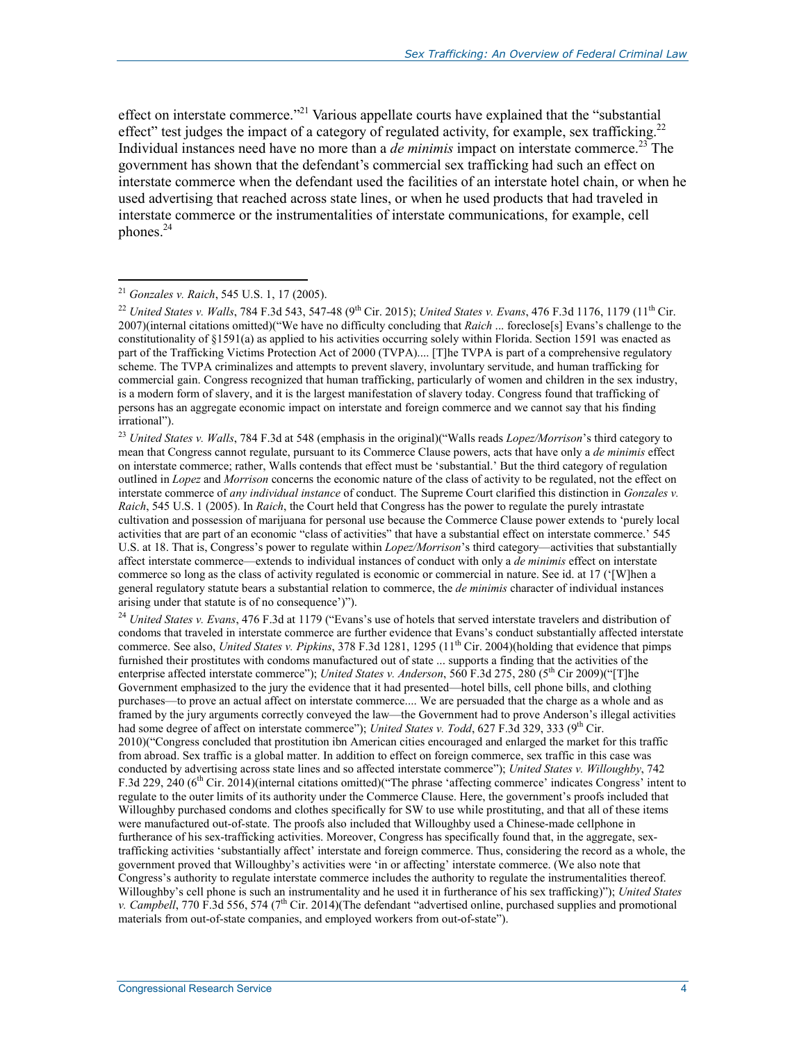effect on interstate commerce."[21] Various appellate courts have explained that the "substantial effect" test judges the impact of a category of regulated activity, for example, sex trafficking.[22] Individual instances need have no more than a *de minimis* impact on interstate commerce.[23] The government has shown that the defendant's commercial sex trafficking had such an effect on interstate commerce when the defendant used the facilities of an interstate hotel chain, or when he used advertising that reached across state lines, or when he used products that had traveled in interstate commerce or the instrumentalities of interstate communications, for example, cell phones.[24]

---

[21] *Gonzales v. Raich*, 545 U.S. 1, 17 (2005).

[22] *United States v. Walls*, 784 F.3d 543, 547-48 (9th Cir. 2015); *United States v. Evans*, 476 F.3d 1176, 1179 (11th Cir. 2007)(internal citations omitted)("We have no difficulty concluding that *Raich* ... foreclose[s] Evans's challenge to the constitutionality of §1591(a) as applied to his activities occurring solely within Florida. Section 1591 was enacted as part of the Trafficking Victims Protection Act of 2000 (TVPA).... [T]he TVPA is part of a comprehensive regulatory scheme. The TVPA criminalizes and attempts to prevent slavery, involuntary servitude, and human trafficking for commercial gain. Congress recognized that human trafficking, particularly of women and children in the sex industry, is a modern form of slavery, and it is the largest manifestation of slavery today. Congress found that trafficking of persons has an aggregate economic impact on interstate and foreign commerce and we cannot say that his finding irrational").

[23] *United States v. Walls*, 784 F.3d at 548 (emphasis in the original)("Walls reads *Lopez/Morrison*'s third category to mean that Congress cannot regulate, pursuant to its Commerce Clause powers, acts that have only a *de minimis* effect on interstate commerce; rather, Walls contends that effect must be 'substantial.' But the third category of regulation outlined in *Lopez* and *Morrison* concerns the economic nature of the class of activity to be regulated, not the effect on interstate commerce of *any individual instance* of conduct. The Supreme Court clarified this distinction in *Gonzales v. Raich*, 545 U.S. 1 (2005). In *Raich*, the Court held that Congress has the power to regulate the purely intrastate cultivation and possession of marijuana for personal use because the Commerce Clause power extends to 'purely local activities that are part of an economic "class of activities" that have a substantial effect on interstate commerce.' 545 U.S. at 18. That is, Congress's power to regulate within *Lopez/Morrison*'s third category—activities that substantially affect interstate commerce—extends to individual instances of conduct with only a *de minimis* effect on interstate commerce so long as the class of activity regulated is economic or commercial in nature. See id. at 17 ('[W]hen a general regulatory statute bears a substantial relation to commerce, the *de minimis* character of individual instances arising under that statute is of no consequence')").

[24] *United States v. Evans*, 476 F.3d at 1179 ("Evans's use of hotels that served interstate travelers and distribution of condoms that traveled in interstate commerce are further evidence that Evans's conduct substantially affected interstate commerce. See also, *United States v. Pipkins*, 378 F.3d 1281, 1295 (11th Cir. 2004)(holding that evidence that pimps furnished their prostitutes with condoms manufactured out of state ... supports a finding that the activities of the enterprise affected interstate commerce"); *United States v. Anderson*, 560 F.3d 275, 280 (5th Cir 2009)("[T]he Government emphasized to the jury the evidence that it had presented—hotel bills, cell phone bills, and clothing purchases—to prove an actual affect on interstate commerce.... We are persuaded that the charge as a whole and as framed by the jury arguments correctly conveyed the law—the Government had to prove Anderson's illegal activities had some degree of affect on interstate commerce"); *United States v. Todd*, 627 F.3d 329, 333 (9th Cir. 2010)("Congress concluded that prostitution ibn American cities encouraged and enlarged the market for this traffic from abroad. Sex traffic is a global matter. In addition to effect on foreign commerce, sex traffic in this case was conducted by advertising across state lines and so affected interstate commerce"); *United States v. Willoughby*, 742 F.3d 229, 240 (6th Cir. 2014)(internal citations omitted)("The phrase 'affecting commerce' indicates Congress' intent to regulate to the outer limits of its authority under the Commerce Clause. Here, the government's proofs included that Willoughby purchased condoms and clothes specifically for SW to use while prostituting, and that all of these items were manufactured out-of-state. The proofs also included that Willoughby used a Chinese-made cellphone in furtherance of his sex-trafficking activities. Moreover, Congress has specifically found that, in the aggregate, sex-trafficking activities 'substantially affect' interstate and foreign commerce. Thus, considering the record as a whole, the government proved that Willoughby's activities were 'in or affecting' interstate commerce. (We also note that Congress's authority to regulate interstate commerce includes the authority to regulate the instrumentalities thereof. Willoughby's cell phone is such an instrumentality and he used it in furtherance of his sex trafficking)"); *United States v. Campbell*, 770 F.3d 556, 574 (7th Cir. 2014)(The defendant "advertised online, purchased supplies and promotional materials from out-of-state companies, and employed workers from out-of-state").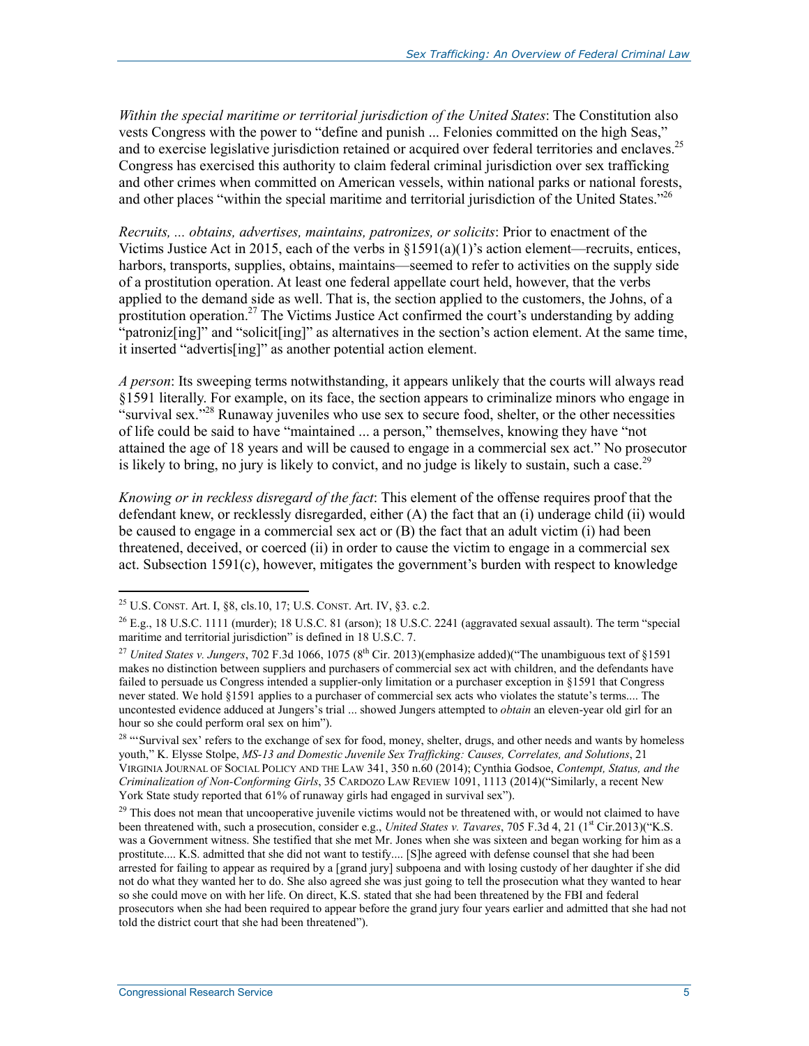*Within the special maritime or territorial jurisdiction of the United States*: The Constitution also vests Congress with the power to "define and punish ... Felonies committed on the high Seas," and to exercise legislative jurisdiction retained or acquired over federal territories and enclaves.[25] Congress has exercised this authority to claim federal criminal jurisdiction over sex trafficking and other crimes when committed on American vessels, within national parks or national forests, and other places "within the special maritime and territorial jurisdiction of the United States."[26]

*Recruits, ... obtains, advertises, maintains, patronizes, or solicits*: Prior to enactment of the Victims Justice Act in 2015, each of the verbs in §1591(a)(1)'s action element—recruits, entices, harbors, transports, supplies, obtains, maintains—seemed to refer to activities on the supply side of a prostitution operation. At least one federal appellate court held, however, that the verbs applied to the demand side as well. That is, the section applied to the customers, the Johns, of a prostitution operation.[27] The Victims Justice Act confirmed the court's understanding by adding "patroniz[ing]" and "solicit[ing]" as alternatives in the section's action element. At the same time, it inserted "advertis[ing]" as another potential action element.

*A person*: Its sweeping terms notwithstanding, it appears unlikely that the courts will always read §1591 literally. For example, on its face, the section appears to criminalize minors who engage in "survival sex."[28] Runaway juveniles who use sex to secure food, shelter, or the other necessities of life could be said to have "maintained ... a person," themselves, knowing they have "not attained the age of 18 years and will be caused to engage in a commercial sex act." No prosecutor is likely to bring, no jury is likely to convict, and no judge is likely to sustain, such a case.[29]

*Knowing or in reckless disregard of the fact*: This element of the offense requires proof that the defendant knew, or recklessly disregarded, either (A) the fact that an (i) underage child (ii) would be caused to engage in a commercial sex act or (B) the fact that an adult victim (i) had been threatened, deceived, or coerced (ii) in order to cause the victim to engage in a commercial sex act. Subsection 1591(c), however, mitigates the government's burden with respect to knowledge

---

[25] U.S. CONST. Art. I, §8, cls.10, 17; U.S. CONST. Art. IV, §3. c.2.

[26] E.g., 18 U.S.C. 1111 (murder); 18 U.S.C. 81 (arson); 18 U.S.C. 2241 (aggravated sexual assault). The term "special maritime and territorial jurisdiction" is defined in 18 U.S.C. 7.

[27] *United States v. Jungers*, 702 F.3d 1066, 1075 (8th Cir. 2013)(emphasize added)("The unambiguous text of §1591 makes no distinction between suppliers and purchasers of commercial sex act with children, and the defendants have failed to persuade us Congress intended a supplier-only limitation or a purchaser exception in §1591 that Congress never stated. We hold §1591 applies to a purchaser of commercial sex acts who violates the statute's terms.... The uncontested evidence adduced at Jungers's trial ... showed Jungers attempted to *obtain* an eleven-year old girl for an hour so she could perform oral sex on him").

[28] "'Survival sex' refers to the exchange of sex for food, money, shelter, drugs, and other needs and wants by homeless youth," K. Elysse Stolpe, *MS-13 and Domestic Juvenile Sex Trafficking: Causes, Correlates, and Solutions*, 21 VIRGINIA JOURNAL OF SOCIAL POLICY AND THE LAW 341, 350 n.60 (2014); Cynthia Godsoe, *Contempt, Status, and the Criminalization of Non-Conforming Girls*, 35 CARDOZO LAW REVIEW 1091, 1113 (2014)("Similarly, a recent New York State study reported that 61% of runaway girls had engaged in survival sex").

[29] This does not mean that uncooperative juvenile victims would not be threatened with, or would not claimed to have been threatened with, such a prosecution, consider e.g., *United States v. Tavares*, 705 F.3d 4, 21 (1st Cir.2013)("K.S. was a Government witness. She testified that she met Mr. Jones when she was sixteen and began working for him as a prostitute.... K.S. admitted that she did not want to testify.... [S]he agreed with defense counsel that she had been arrested for failing to appear as required by a [grand jury] subpoena and with losing custody of her daughter if she did not do what they wanted her to do. She also agreed she was just going to tell the prosecution what they wanted to hear so she could move on with her life. On direct, K.S. stated that she had been threatened by the FBI and federal prosecutors when she had been required to appear before the grand jury four years earlier and admitted that she had not told the district court that she had been threatened").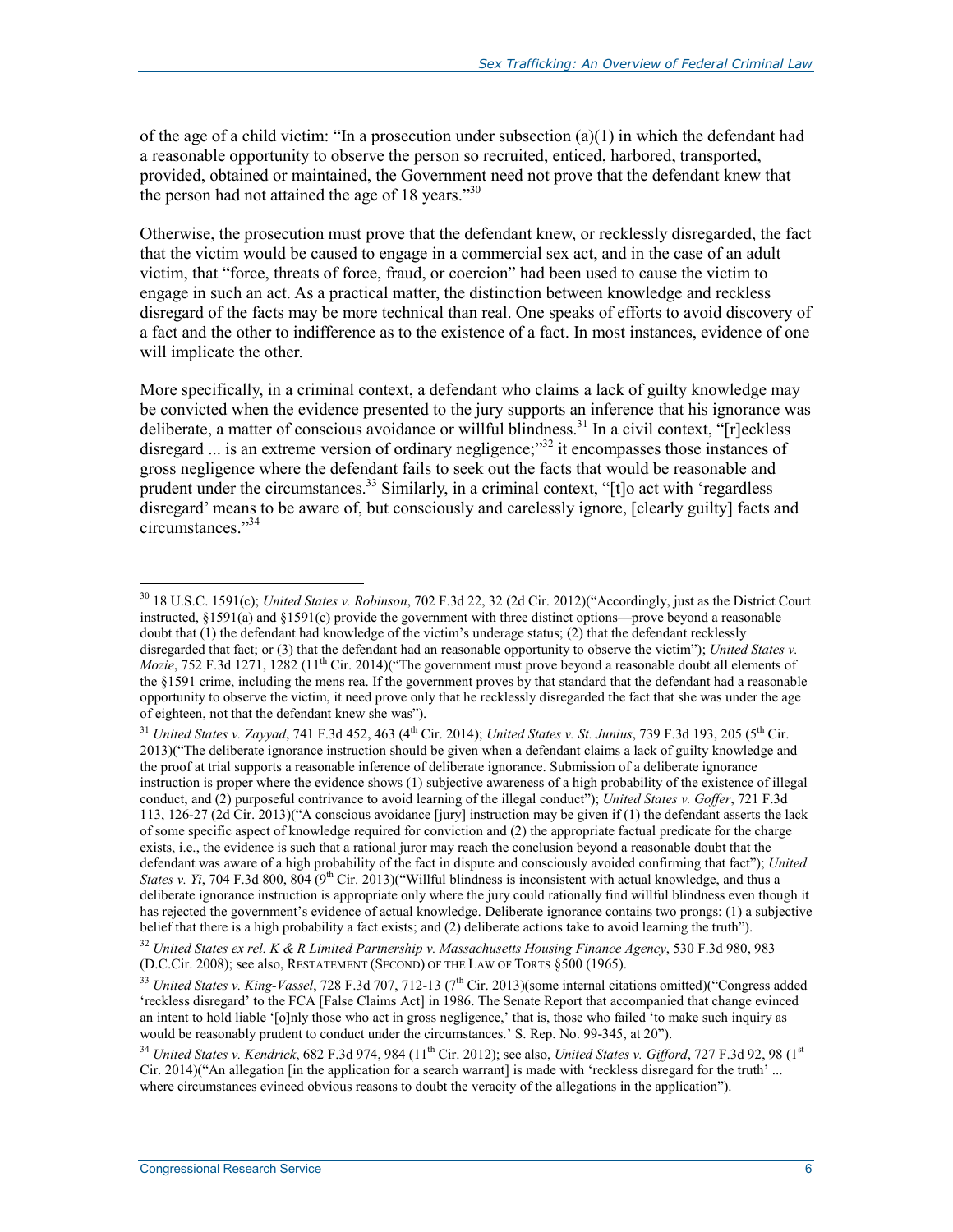of the age of a child victim: "In a prosecution under subsection (a)(1) in which the defendant had a reasonable opportunity to observe the person so recruited, enticed, harbored, transported, provided, obtained or maintained, the Government need not prove that the defendant knew that the person had not attained the age of 18 years."[30]

Otherwise, the prosecution must prove that the defendant knew, or recklessly disregarded, the fact that the victim would be caused to engage in a commercial sex act, and in the case of an adult victim, that "force, threats of force, fraud, or coercion" had been used to cause the victim to engage in such an act. As a practical matter, the distinction between knowledge and reckless disregard of the facts may be more technical than real. One speaks of efforts to avoid discovery of a fact and the other to indifference as to the existence of a fact. In most instances, evidence of one will implicate the other.

More specifically, in a criminal context, a defendant who claims a lack of guilty knowledge may be convicted when the evidence presented to the jury supports an inference that his ignorance was deliberate, a matter of conscious avoidance or willful blindness.[31] In a civil context, "[r]eckless disregard ... is an extreme version of ordinary negligence;"[32] it encompasses those instances of gross negligence where the defendant fails to seek out the facts that would be reasonable and prudent under the circumstances.[33] Similarly, in a criminal context, "[t]o act with 'regardless disregard' means to be aware of, but consciously and carelessly ignore, [clearly guilty] facts and circumstances."[34]

---

[30] 18 U.S.C. 1591(c); *United States v. Robinson*, 702 F.3d 22, 32 (2d Cir. 2012)("Accordingly, just as the District Court instructed, §1591(a) and §1591(c) provide the government with three distinct options—prove beyond a reasonable doubt that (1) the defendant had knowledge of the victim's underage status; (2) that the defendant recklessly disregarded that fact; or (3) that the defendant had an reasonable opportunity to observe the victim"); *United States v. Mozie*, 752 F.3d 1271, 1282 (11th Cir. 2014)("The government must prove beyond a reasonable doubt all elements of the §1591 crime, including the mens rea. If the government proves by that standard that the defendant had a reasonable opportunity to observe the victim, it need prove only that he recklessly disregarded the fact that she was under the age of eighteen, not that the defendant knew she was").

[31] *United States v. Zayyad*, 741 F.3d 452, 463 (4th Cir. 2014); *United States v. St. Junius*, 739 F.3d 193, 205 (5th Cir. 2013)("The deliberate ignorance instruction should be given when a defendant claims a lack of guilty knowledge and the proof at trial supports a reasonable inference of deliberate ignorance. Submission of a deliberate ignorance instruction is proper where the evidence shows (1) subjective awareness of a high probability of the existence of illegal conduct, and (2) purposeful contrivance to avoid learning of the illegal conduct"); *United States v. Goffer*, 721 F.3d 113, 126-27 (2d Cir. 2013)("A conscious avoidance [jury] instruction may be given if (1) the defendant asserts the lack of some specific aspect of knowledge required for conviction and (2) the appropriate factual predicate for the charge exists, i.e., the evidence is such that a rational juror may reach the conclusion beyond a reasonable doubt that the defendant was aware of a high probability of the fact in dispute and consciously avoided confirming that fact"); *United States v. Yi*, 704 F.3d 800, 804 (9th Cir. 2013)("Willful blindness is inconsistent with actual knowledge, and thus a deliberate ignorance instruction is appropriate only where the jury could rationally find willful blindness even though it has rejected the government's evidence of actual knowledge. Deliberate ignorance contains two prongs: (1) a subjective belief that there is a high probability a fact exists; and (2) deliberate actions take to avoid learning the truth").

[32] *United States ex rel. K & R Limited Partnership v. Massachusetts Housing Finance Agency*, 530 F.3d 980, 983 (D.C.Cir. 2008); see also, RESTATEMENT (SECOND) OF THE LAW OF TORTS §500 (1965).

[33] *United States v. King-Vassel*, 728 F.3d 707, 712-13 (7th Cir. 2013)(some internal citations omitted)("Congress added 'reckless disregard' to the FCA [False Claims Act] in 1986. The Senate Report that accompanied that change evinced an intent to hold liable '[o]nly those who act in gross negligence,' that is, those who failed 'to make such inquiry as would be reasonably prudent to conduct under the circumstances.' S. Rep. No. 99-345, at 20").

[34] *United States v. Kendrick*, 682 F.3d 974, 984 (11th Cir. 2012); see also, *United States v. Gifford*, 727 F.3d 92, 98 (1st Cir. 2014)("An allegation [in the application for a search warrant] is made with 'reckless disregard for the truth' ... where circumstances evinced obvious reasons to doubt the veracity of the allegations in the application").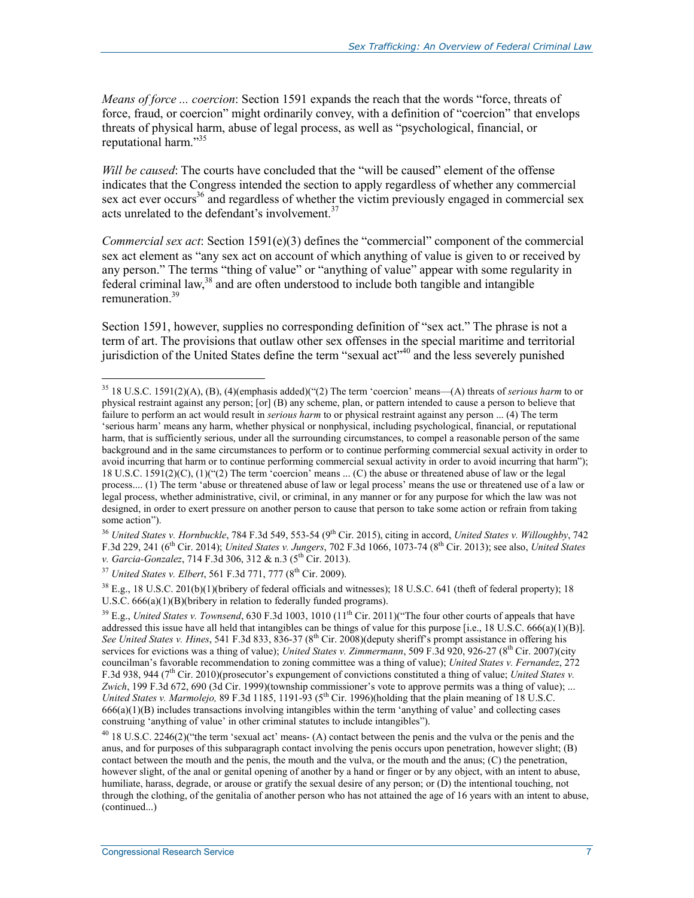*Means of force ... coercion*: Section 1591 expands the reach that the words "force, threats of force, fraud, or coercion" might ordinarily convey, with a definition of "coercion" that envelops threats of physical harm, abuse of legal process, as well as "psychological, financial, or reputational harm."[35]

*Will be caused*: The courts have concluded that the "will be caused" element of the offense indicates that the Congress intended the section to apply regardless of whether any commercial sex act ever occurs[36] and regardless of whether the victim previously engaged in commercial sex acts unrelated to the defendant's involvement.[37]

*Commercial sex act*: Section 1591(e)(3) defines the "commercial" component of the commercial sex act element as "any sex act on account of which anything of value is given to or received by any person." The terms "thing of value" or "anything of value" appear with some regularity in federal criminal law,[38] and are often understood to include both tangible and intangible remuneration.[39]

Section 1591, however, supplies no corresponding definition of "sex act." The phrase is not a term of art. The provisions that outlaw other sex offenses in the special maritime and territorial jurisdiction of the United States define the term "sexual act"[40] and the less severely punished

---

[35] 18 U.S.C. 1591(2)(A), (B), (4)(emphasis added)("(2) The term 'coercion' means—(A) threats of *serious harm* to or physical restraint against any person; [or] (B) any scheme, plan, or pattern intended to cause a person to believe that failure to perform an act would result in *serious harm* to or physical restraint against any person ... (4) The term 'serious harm' means any harm, whether physical or nonphysical, including psychological, financial, or reputational harm, that is sufficiently serious, under all the surrounding circumstances, to compel a reasonable person of the same background and in the same circumstances to perform or to continue performing commercial sexual activity in order to avoid incurring that harm or to continue performing commercial sexual activity in order to avoid incurring that harm"); 18 U.S.C. 1591(2)(C), (1)("(2) The term 'coercion' means ... (C) the abuse or threatened abuse of law or the legal process.... (1) The term 'abuse or threatened abuse of law or legal process' means the use or threatened use of a law or legal process, whether administrative, civil, or criminal, in any manner or for any purpose for which the law was not designed, in order to exert pressure on another person to cause that person to take some action or refrain from taking some action").

[36] *United States v. Hornbuckle*, 784 F.3d 549, 553-54 (9th Cir. 2015), citing in accord, *United States v. Willoughby*, 742 F.3d 229, 241 (6th Cir. 2014); *United States v. Jungers*, 702 F.3d 1066, 1073-74 (8th Cir. 2013); see also, *United States v. Garcia-Gonzalez*, 714 F.3d 306, 312 & n.3 (5th Cir. 2013).

[37] *United States v. Elbert*, 561 F.3d 771, 777 (8th Cir. 2009).

[38] E.g., 18 U.S.C. 201(b)(1)(bribery of federal officials and witnesses); 18 U.S.C. 641 (theft of federal property); 18 U.S.C. 666(a)(1)(B)(bribery in relation to federally funded programs).

[39] E.g., *United States v. Townsend*, 630 F.3d 1003, 1010 (11th Cir. 2011)("The four other courts of appeals that have addressed this issue have all held that intangibles can be things of value for this purpose [i.e., 18 U.S.C. 666(a)(1)(B)]. *See United States v. Hines*, 541 F.3d 833, 836-37 (8th Cir. 2008)(deputy sheriff's prompt assistance in offering his services for evictions was a thing of value); *United States v. Zimmermann*, 509 F.3d 920, 926-27 (8th Cir. 2007)(city councilman's favorable recommendation to zoning committee was a thing of value); *United States v. Fernandez*, 272 F.3d 938, 944 (7th Cir. 2010)(prosecutor's expungement of convictions constituted a thing of value; *United States v. Zwich*, 199 F.3d 672, 690 (3d Cir. 1999)(township commissioner's vote to approve permits was a thing of value); ... *United States v. Marmolejo,* 89 F.3d 1185, 1191-93 (5th Cir. 1996)(holding that the plain meaning of 18 U.S.C. 666(a)(1)(B) includes transactions involving intangibles within the term 'anything of value' and collecting cases construing 'anything of value' in other criminal statutes to include intangibles").

[40] 18 U.S.C. 2246(2)("the term 'sexual act' means- (A) contact between the penis and the vulva or the penis and the anus, and for purposes of this subparagraph contact involving the penis occurs upon penetration, however slight; (B) contact between the mouth and the penis, the mouth and the vulva, or the mouth and the anus; (C) the penetration, however slight, of the anal or genital opening of another by a hand or finger or by any object, with an intent to abuse, humiliate, harass, degrade, or arouse or gratify the sexual desire of any person; or (D) the intentional touching, not through the clothing, of the genitalia of another person who has not attained the age of 16 years with an intent to abuse, (continued...)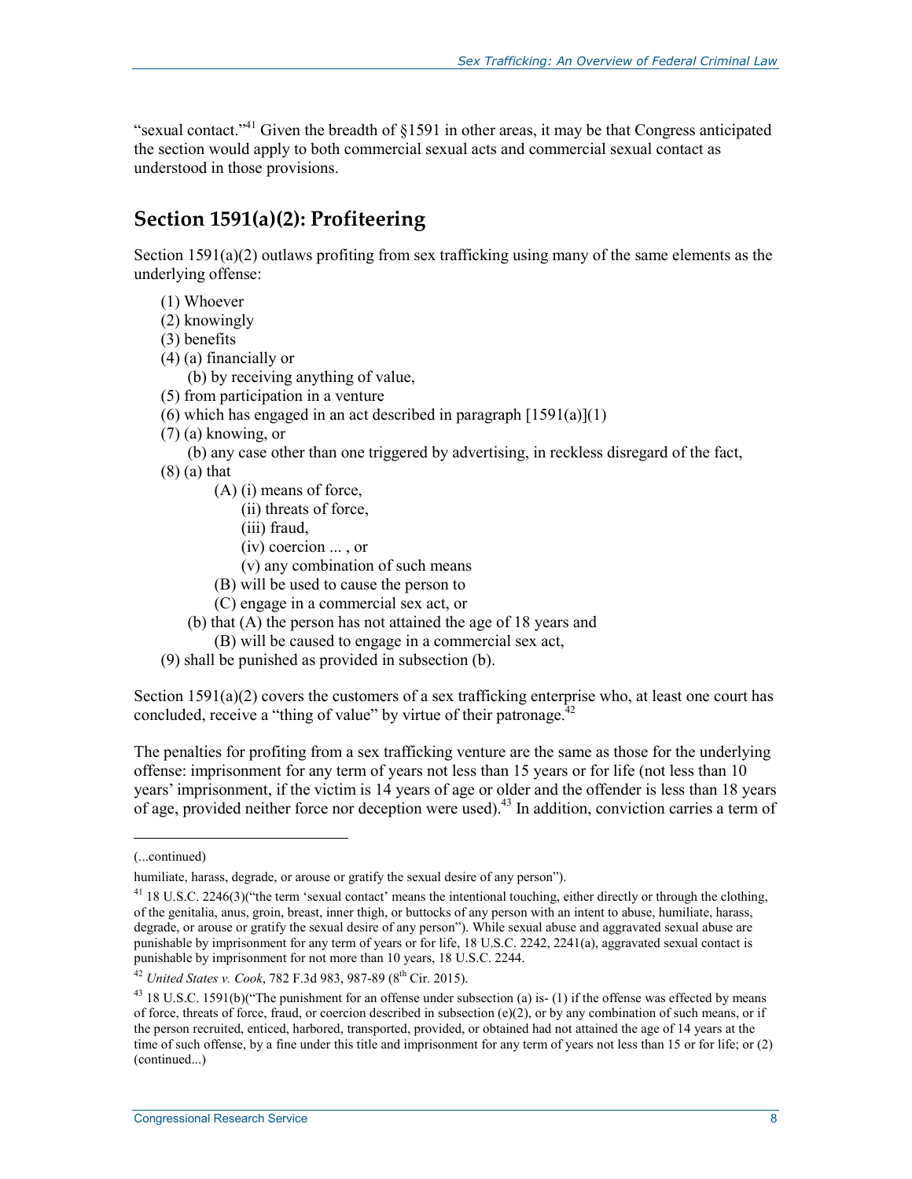"sexual contact."[41] Given the breadth of §1591 in other areas, it may be that Congress anticipated the section would apply to both commercial sexual acts and commercial sexual contact as understood in those provisions.

## Section 1591(a)(2): Profiteering

Section 1591(a)(2) outlaws profiting from sex trafficking using many of the same elements as the underlying offense:

(1) Whoever
(2) knowingly
(3) benefits
(4) (a) financially or
  (b) by receiving anything of value,
(5) from participation in a venture
(6) which has engaged in an act described in paragraph [1591(a)](1)
(7) (a) knowing, or
  (b) any case other than one triggered by advertising, in reckless disregard of the fact,
(8) (a) that
    (A) (i) means of force,
      (ii) threats of force,
      (iii) fraud,
      (iv) coercion ... , or
      (v) any combination of such means
    (B) will be used to cause the person to
    (C) engage in a commercial sex act, or
  (b) that (A) the person has not attained the age of 18 years and
    (B) will be caused to engage in a commercial sex act,
(9) shall be punished as provided in subsection (b).

Section 1591(a)(2) covers the customers of a sex trafficking enterprise who, at least one court has concluded, receive a "thing of value" by virtue of their patronage.[42]

The penalties for profiting from a sex trafficking venture are the same as those for the underlying offense: imprisonment for any term of years not less than 15 years or for life (not less than 10 years' imprisonment, if the victim is 14 years of age or older and the offender is less than 18 years of age, provided neither force nor deception were used).[43] In addition, conviction carries a term of

---

(...continued)

humiliate, harass, degrade, or arouse or gratify the sexual desire of any person").

[41] 18 U.S.C. 2246(3)("the term 'sexual contact' means the intentional touching, either directly or through the clothing, of the genitalia, anus, groin, breast, inner thigh, or buttocks of any person with an intent to abuse, humiliate, harass, degrade, or arouse or gratify the sexual desire of any person"). While sexual abuse and aggravated sexual abuse are punishable by imprisonment for any term of years or for life, 18 U.S.C. 2242, 2241(a), aggravated sexual contact is punishable by imprisonment for not more than 10 years, 18 U.S.C. 2244.

[42] *United States v. Cook*, 782 F.3d 983, 987-89 (8th Cir. 2015).

[43] 18 U.S.C. 1591(b)("The punishment for an offense under subsection (a) is- (1) if the offense was effected by means of force, threats of force, fraud, or coercion described in subsection (e)(2), or by any combination of such means, or if the person recruited, enticed, harbored, transported, provided, or obtained had not attained the age of 14 years at the time of such offense, by a fine under this title and imprisonment for any term of years not less than 15 or for life; or (2) (continued...)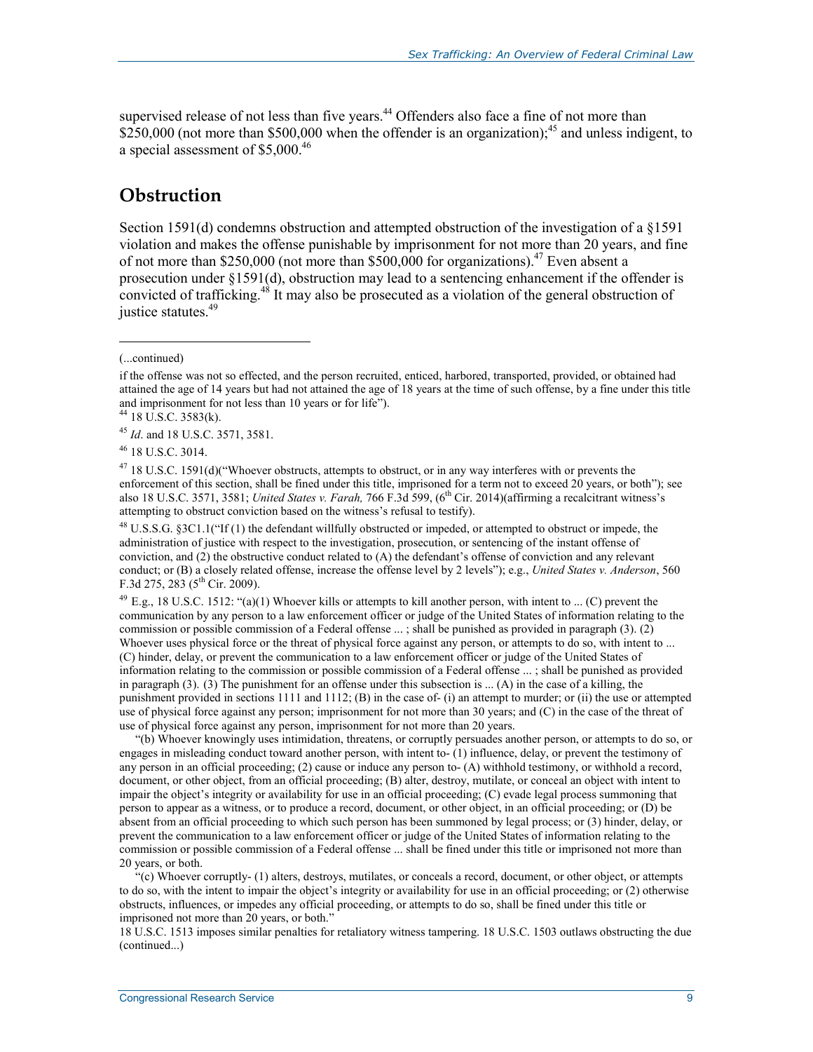supervised release of not less than five years.[44] Offenders also face a fine of not more than $250,000 (not more than $500,000 when the offender is an organization);[45] and unless indigent, to a special assessment of $5,000.[46]

## Obstruction

Section 1591(d) condemns obstruction and attempted obstruction of the investigation of a §1591 violation and makes the offense punishable by imprisonment for not more than 20 years, and fine of not more than $250,000 (not more than $500,000 for organizations).[47] Even absent a prosecution under §1591(d), obstruction may lead to a sentencing enhancement if the offender is convicted of trafficking.[48] It may also be prosecuted as a violation of the general obstruction of justice statutes.[49]

---

(...continued)

if the offense was not so effected, and the person recruited, enticed, harbored, transported, provided, or obtained had attained the age of 14 years but had not attained the age of 18 years at the time of such offense, by a fine under this title and imprisonment for not less than 10 years or for life").

[44] 18 U.S.C. 3583(k).

[45] *Id*. and 18 U.S.C. 3571, 3581.

[46] 18 U.S.C. 3014.

[47] 18 U.S.C. 1591(d)("Whoever obstructs, attempts to obstruct, or in any way interferes with or prevents the enforcement of this section, shall be fined under this title, imprisoned for a term not to exceed 20 years, or both"); see also 18 U.S.C. 3571, 3581; *United States v. Farah,* 766 F.3d 599, (6th Cir. 2014)(affirming a recalcitrant witness's attempting to obstruct conviction based on the witness's refusal to testify).

[48] U.S.S.G. §3C1.1("If (1) the defendant willfully obstructed or impeded, or attempted to obstruct or impede, the administration of justice with respect to the investigation, prosecution, or sentencing of the instant offense of conviction, and (2) the obstructive conduct related to (A) the defendant's offense of conviction and any relevant conduct; or (B) a closely related offense, increase the offense level by 2 levels"); e.g., *United States v. Anderson*, 560 F.3d 275, 283 (5th Cir. 2009).

[49] E.g., 18 U.S.C. 1512: "(a)(1) Whoever kills or attempts to kill another person, with intent to ... (C) prevent the communication by any person to a law enforcement officer or judge of the United States of information relating to the commission or possible commission of a Federal offense ... ; shall be punished as provided in paragraph (3). (2) Whoever uses physical force or the threat of physical force against any person, or attempts to do so, with intent to ... (C) hinder, delay, or prevent the communication to a law enforcement officer or judge of the United States of information relating to the commission or possible commission of a Federal offense ... ; shall be punished as provided in paragraph (3). (3) The punishment for an offense under this subsection is ... (A) in the case of a killing, the punishment provided in sections 1111 and 1112; (B) in the case of- (i) an attempt to murder; or (ii) the use or attempted use of physical force against any person; imprisonment for not more than 30 years; and (C) in the case of the threat of use of physical force against any person, imprisonment for not more than 20 years.

"(b) Whoever knowingly uses intimidation, threatens, or corruptly persuades another person, or attempts to do so, or engages in misleading conduct toward another person, with intent to- (1) influence, delay, or prevent the testimony of any person in an official proceeding; (2) cause or induce any person to- (A) withhold testimony, or withhold a record, document, or other object, from an official proceeding; (B) alter, destroy, mutilate, or conceal an object with intent to impair the object's integrity or availability for use in an official proceeding; (C) evade legal process summoning that person to appear as a witness, or to produce a record, document, or other object, in an official proceeding; or (D) be absent from an official proceeding to which such person has been summoned by legal process; or (3) hinder, delay, or prevent the communication to a law enforcement officer or judge of the United States of information relating to the commission or possible commission of a Federal offense ... shall be fined under this title or imprisoned not more than 20 years, or both.

"(c) Whoever corruptly- (1) alters, destroys, mutilates, or conceals a record, document, or other object, or attempts to do so, with the intent to impair the object's integrity or availability for use in an official proceeding; or (2) otherwise obstructs, influences, or impedes any official proceeding, or attempts to do so, shall be fined under this title or imprisoned not more than 20 years, or both."

18 U.S.C. 1513 imposes similar penalties for retaliatory witness tampering. 18 U.S.C. 1503 outlaws obstructing the due (continued...)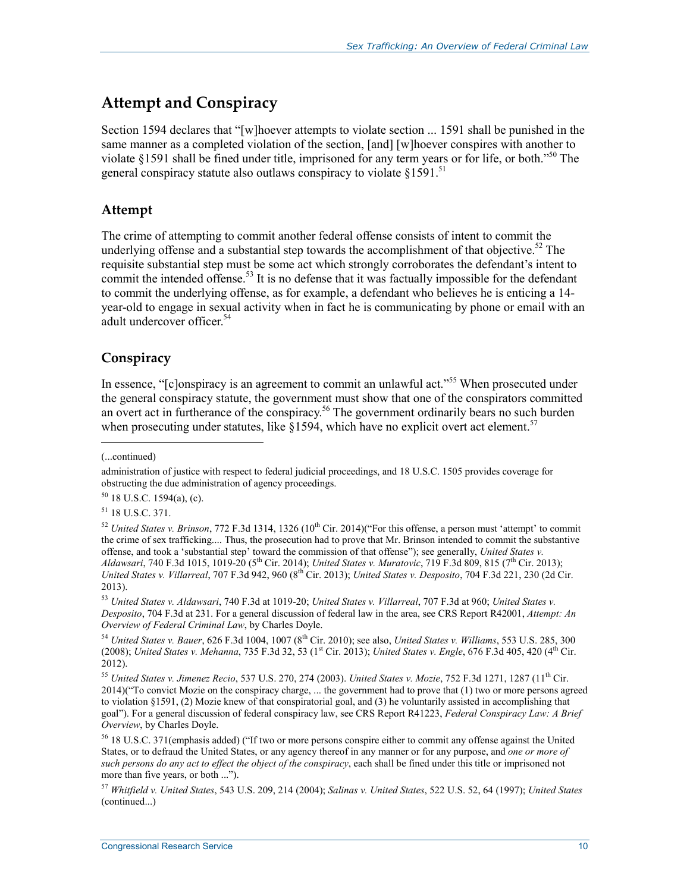## Attempt and Conspiracy

Section 1594 declares that "[w]hoever attempts to violate section ... 1591 shall be punished in the same manner as a completed violation of the section, [and] [w]hoever conspires with another to violate §1591 shall be fined under title, imprisoned for any term years or for life, or both."[50] The general conspiracy statute also outlaws conspiracy to violate §1591.[51]

### Attempt

The crime of attempting to commit another federal offense consists of intent to commit the underlying offense and a substantial step towards the accomplishment of that objective.[52] The requisite substantial step must be some act which strongly corroborates the defendant's intent to commit the intended offense.[53] It is no defense that it was factually impossible for the defendant to commit the underlying offense, as for example, a defendant who believes he is enticing a 14-year-old to engage in sexual activity when in fact he is communicating by phone or email with an adult undercover officer.[54]

### Conspiracy

In essence, "[c]onspiracy is an agreement to commit an unlawful act."[55] When prosecuted under the general conspiracy statute, the government must show that one of the conspirators committed an overt act in furtherance of the conspiracy.[56] The government ordinarily bears no such burden when prosecuting under statutes, like §1594, which have no explicit overt act element.[57]

---

(...continued)

administration of justice with respect to federal judicial proceedings, and 18 U.S.C. 1505 provides coverage for obstructing the due administration of agency proceedings.

[50] 18 U.S.C. 1594(a), (c).

[51] 18 U.S.C. 371.

[52] *United States v. Brinson*, 772 F.3d 1314, 1326 (10th Cir. 2014)("For this offense, a person must 'attempt' to commit the crime of sex trafficking.... Thus, the prosecution had to prove that Mr. Brinson intended to commit the substantive offense, and took a 'substantial step' toward the commission of that offense"); see generally, *United States v. Aldawsari*, 740 F.3d 1015, 1019-20 (5th Cir. 2014); *United States v. Muratovic*, 719 F.3d 809, 815 (7th Cir. 2013); *United States v. Villarreal*, 707 F.3d 942, 960 (8th Cir. 2013); *United States v. Desposito*, 704 F.3d 221, 230 (2d Cir. 2013).

[53] *United States v. Aldawsari*, 740 F.3d at 1019-20; *United States v. Villarreal*, 707 F.3d at 960; *United States v. Desposito*, 704 F.3d at 231. For a general discussion of federal law in the area, see CRS Report R42001, *Attempt: An Overview of Federal Criminal Law*, by Charles Doyle.

[54] *United States v. Bauer*, 626 F.3d 1004, 1007 (8th Cir. 2010); see also, *United States v. Williams*, 553 U.S. 285, 300 (2008); *United States v. Mehanna*, 735 F.3d 32, 53 (1st Cir. 2013); *United States v. Engle*, 676 F.3d 405, 420 (4th Cir. 2012).

[55] *United States v. Jimenez Recio*, 537 U.S. 270, 274 (2003). *United States v. Mozie*, 752 F.3d 1271, 1287 (11th Cir. 2014)("To convict Mozie on the conspiracy charge, ... the government had to prove that (1) two or more persons agreed to violation §1591, (2) Mozie knew of that conspiratorial goal, and (3) he voluntarily assisted in accomplishing that goal"). For a general discussion of federal conspiracy law, see CRS Report R41223, *Federal Conspiracy Law: A Brief Overview*, by Charles Doyle.

[56] 18 U.S.C. 371(emphasis added) ("If two or more persons conspire either to commit any offense against the United States, or to defraud the United States, or any agency thereof in any manner or for any purpose, and *one or more of such persons do any act to effect the object of the conspiracy*, each shall be fined under this title or imprisoned not more than five years, or both ...").

[57] *Whitfield v. United States*, 543 U.S. 209, 214 (2004); *Salinas v. United States*, 522 U.S. 52, 64 (1997); *United States* (continued...)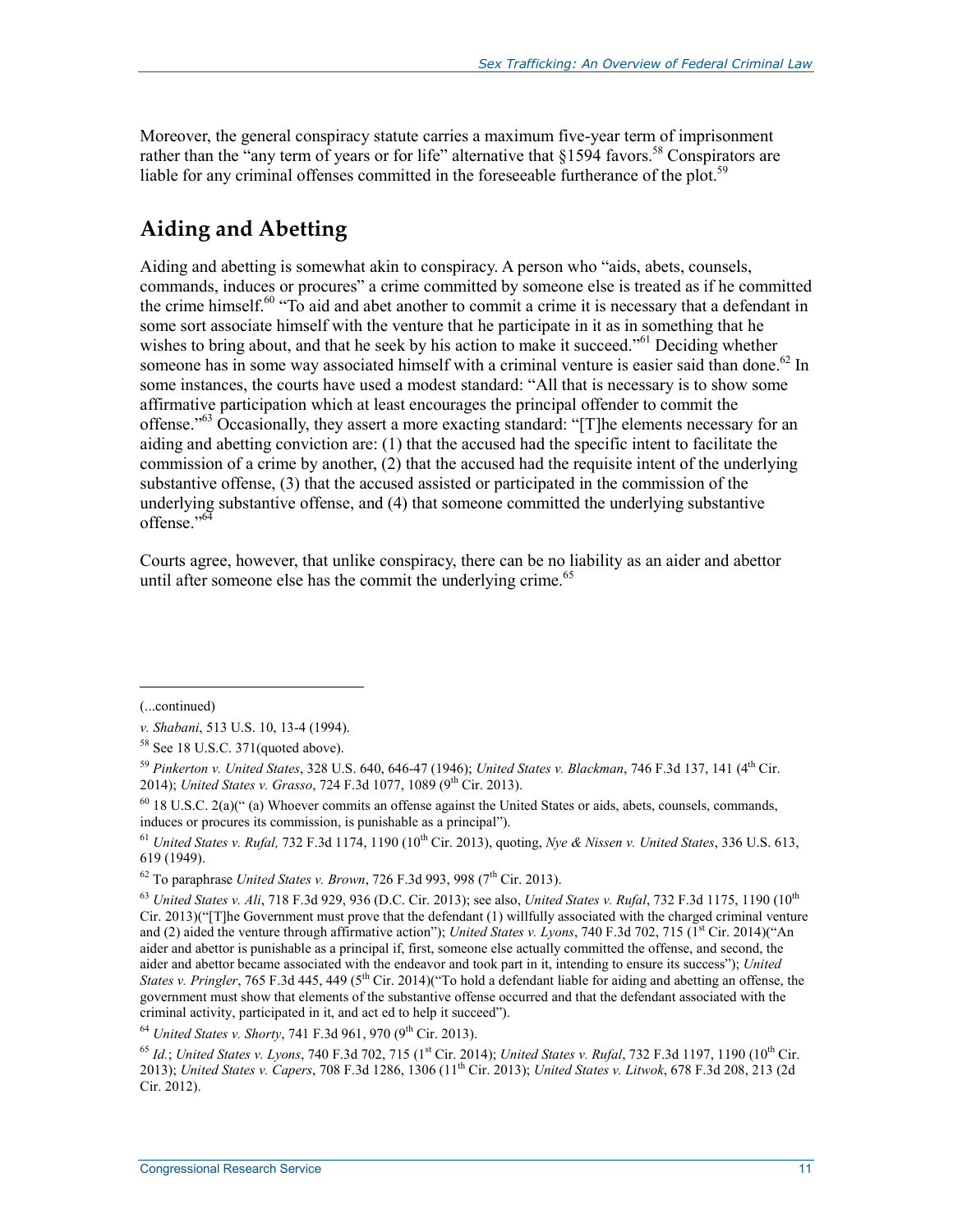Moreover, the general conspiracy statute carries a maximum five-year term of imprisonment rather than the "any term of years or for life" alternative that §1594 favors.[58] Conspirators are liable for any criminal offenses committed in the foreseeable furtherance of the plot.[59]

## Aiding and Abetting

Aiding and abetting is somewhat akin to conspiracy. A person who "aids, abets, counsels, commands, induces or procures" a crime committed by someone else is treated as if he committed the crime himself.[60] "To aid and abet another to commit a crime it is necessary that a defendant in some sort associate himself with the venture that he participate in it as in something that he wishes to bring about, and that he seek by his action to make it succeed."[61] Deciding whether someone has in some way associated himself with a criminal venture is easier said than done.[62] In some instances, the courts have used a modest standard: "All that is necessary is to show some affirmative participation which at least encourages the principal offender to commit the offense."[63] Occasionally, they assert a more exacting standard: "[T]he elements necessary for an aiding and abetting conviction are: (1) that the accused had the specific intent to facilitate the commission of a crime by another, (2) that the accused had the requisite intent of the underlying substantive offense, (3) that the accused assisted or participated in the commission of the underlying substantive offense, and (4) that someone committed the underlying substantive offense."[64]

Courts agree, however, that unlike conspiracy, there can be no liability as an aider and abettor until after someone else has the commit the underlying crime.[65]

---

(...continued)

*v. Shabani*, 513 U.S. 10, 13-4 (1994).

[58] See 18 U.S.C. 371(quoted above).

[59] *Pinkerton v. United States*, 328 U.S. 640, 646-47 (1946); *United States v. Blackman*, 746 F.3d 137, 141 (4th Cir. 2014); *United States v. Grasso*, 724 F.3d 1077, 1089 (9th Cir. 2013).

[60] 18 U.S.C. 2(a)(" (a) Whoever commits an offense against the United States or aids, abets, counsels, commands, induces or procures its commission, is punishable as a principal").

[61] *United States v. Rufal,* 732 F.3d 1174, 1190 (10th Cir. 2013), quoting, *Nye & Nissen v. United States*, 336 U.S. 613, 619 (1949).

[62] To paraphrase *United States v. Brown*, 726 F.3d 993, 998 (7th Cir. 2013).

[63] *United States v. Ali*, 718 F.3d 929, 936 (D.C. Cir. 2013); see also, *United States v. Rufal*, 732 F.3d 1175, 1190 (10th Cir. 2013)("[T]he Government must prove that the defendant (1) willfully associated with the charged criminal venture and (2) aided the venture through affirmative action"); *United States v. Lyons*, 740 F.3d 702, 715 (1st Cir. 2014)("An aider and abettor is punishable as a principal if, first, someone else actually committed the offense, and second, the aider and abettor became associated with the endeavor and took part in it, intending to ensure its success"); *United States v. Pringler*, 765 F.3d 445, 449 (5th Cir. 2014)("To hold a defendant liable for aiding and abetting an offense, the government must show that elements of the substantive offense occurred and that the defendant associated with the criminal activity, participated in it, and act ed to help it succeed").

[64] *United States v. Shorty*, 741 F.3d 961, 970 (9th Cir. 2013).

[65] *Id.*; *United States v. Lyons*, 740 F.3d 702, 715 (1st Cir. 2014); *United States v. Rufal*, 732 F.3d 1197, 1190 (10th Cir. 2013); *United States v. Capers*, 708 F.3d 1286, 1306 (11th Cir. 2013); *United States v. Litwok*, 678 F.3d 208, 213 (2d Cir. 2012).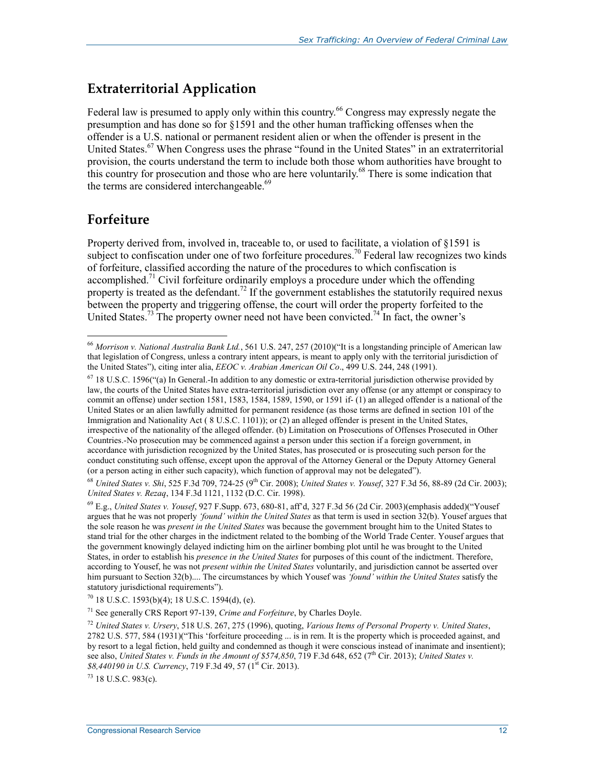## Extraterritorial Application

Federal law is presumed to apply only within this country.[66] Congress may expressly negate the presumption and has done so for §1591 and the other human trafficking offenses when the offender is a U.S. national or permanent resident alien or when the offender is present in the United States.[67] When Congress uses the phrase "found in the United States" in an extraterritorial provision, the courts understand the term to include both those whom authorities have brought to this country for prosecution and those who are here voluntarily.[68] There is some indication that the terms are considered interchangeable.[69]

## Forfeiture

Property derived from, involved in, traceable to, or used to facilitate, a violation of §1591 is subject to confiscation under one of two forfeiture procedures.[70] Federal law recognizes two kinds of forfeiture, classified according the nature of the procedures to which confiscation is accomplished.[71] Civil forfeiture ordinarily employs a procedure under which the offending property is treated as the defendant.[72] If the government establishes the statutorily required nexus between the property and triggering offense, the court will order the property forfeited to the United States.[73] The property owner need not have been convicted.[74] In fact, the owner's

---

[66] *Morrison v. National Australia Bank Ltd.*, 561 U.S. 247, 257 (2010)("It is a longstanding principle of American law that legislation of Congress, unless a contrary intent appears, is meant to apply only with the territorial jurisdiction of the United States"), citing inter alia, *EEOC v. Arabian American Oil Co*., 499 U.S. 244, 248 (1991).

[67] 18 U.S.C. 1596("(a) In General.-In addition to any domestic or extra-territorial jurisdiction otherwise provided by law, the courts of the United States have extra-territorial jurisdiction over any offense (or any attempt or conspiracy to commit an offense) under section 1581, 1583, 1584, 1589, 1590, or 1591 if- (1) an alleged offender is a national of the United States or an alien lawfully admitted for permanent residence (as those terms are defined in section 101 of the Immigration and Nationality Act ( 8 U.S.C. 1101)); or (2) an alleged offender is present in the United States, irrespective of the nationality of the alleged offender. (b) Limitation on Prosecutions of Offenses Prosecuted in Other Countries.-No prosecution may be commenced against a person under this section if a foreign government, in accordance with jurisdiction recognized by the United States, has prosecuted or is prosecuting such person for the conduct constituting such offense, except upon the approval of the Attorney General or the Deputy Attorney General (or a person acting in either such capacity), which function of approval may not be delegated").

[68] *United States v. Shi*, 525 F.3d 709, 724-25 (9th Cir. 2008); *United States v. Yousef*, 327 F.3d 56, 88-89 (2d Cir. 2003); *United States v. Rezaq*, 134 F.3d 1121, 1132 (D.C. Cir. 1998).

[69] E.g., *United States v. Yousef*, 927 F.Supp. 673, 680-81, aff'd, 327 F.3d 56 (2d Cir. 2003)(emphasis added)("Yousef argues that he was not properly *'found' within the United States* as that term is used in section 32(b). Yousef argues that the sole reason he was *present in the United States* was because the government brought him to the United States to stand trial for the other charges in the indictment related to the bombing of the World Trade Center. Yousef argues that the government knowingly delayed indicting him on the airliner bombing plot until he was brought to the United States, in order to establish his *presence in the United States* for purposes of this count of the indictment. Therefore, according to Yousef, he was not *present within the United States* voluntarily, and jurisdiction cannot be asserted over him pursuant to Section 32(b).... The circumstances by which Yousef was *'found' within the United States* satisfy the statutory jurisdictional requirements").

[70] 18 U.S.C. 1593(b)(4); 18 U.S.C. 1594(d), (e).

[71] See generally CRS Report 97-139, *Crime and Forfeiture*, by Charles Doyle.

[72] *United States v. Ursery*, 518 U.S. 267, 275 (1996), quoting, *Various Items of Personal Property v. United States*, 2782 U.S. 577, 584 (1931)("This 'forfeiture proceeding ... is in rem. It is the property which is proceeded against, and by resort to a legal fiction, held guilty and condemned as though it were conscious instead of inanimate and insentient); see also, *United States v. Funds in the Amount of $574,850*, 719 F.3d 648, 652 (7th Cir. 2013); *United States v. $8,440190 in U.S. Currency*, 719 F.3d 49, 57 (1st Cir. 2013).

[73] 18 U.S.C. 983(c).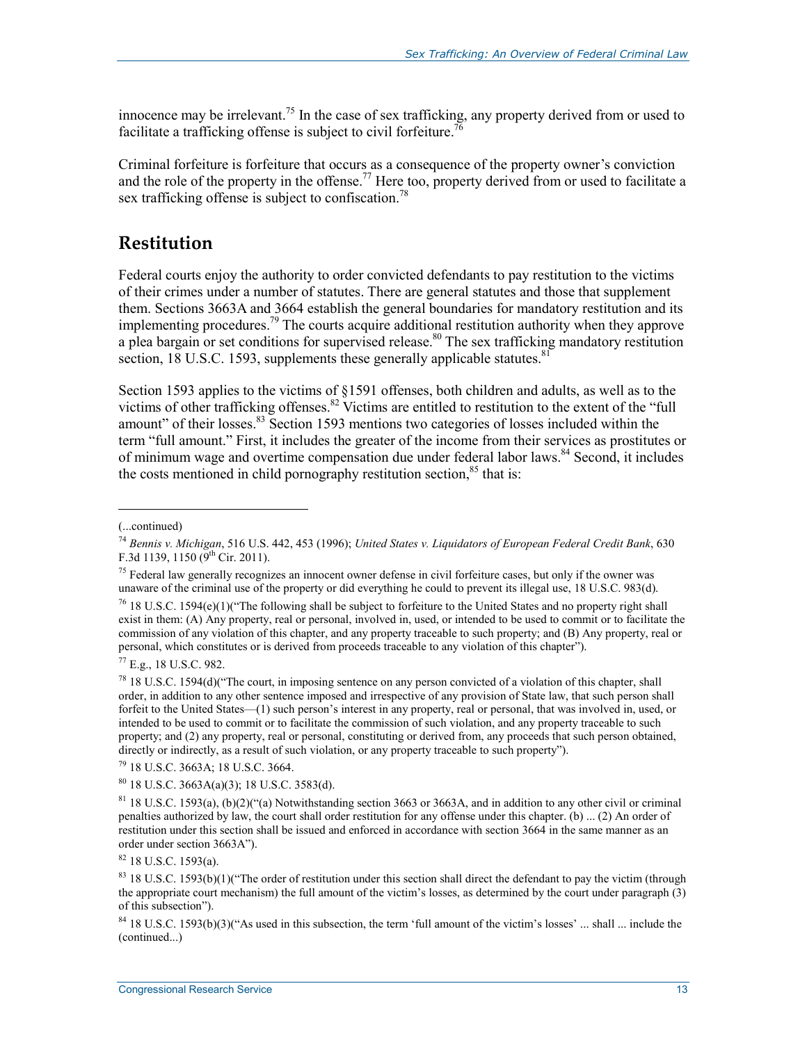innocence may be irrelevant.[75] In the case of sex trafficking, any property derived from or used to facilitate a trafficking offense is subject to civil forfeiture.[76]

Criminal forfeiture is forfeiture that occurs as a consequence of the property owner's conviction and the role of the property in the offense.[77] Here too, property derived from or used to facilitate a sex trafficking offense is subject to confiscation.[78]

## Restitution

Federal courts enjoy the authority to order convicted defendants to pay restitution to the victims of their crimes under a number of statutes. There are general statutes and those that supplement them. Sections 3663A and 3664 establish the general boundaries for mandatory restitution and its implementing procedures.[79] The courts acquire additional restitution authority when they approve a plea bargain or set conditions for supervised release.[80] The sex trafficking mandatory restitution section, 18 U.S.C. 1593, supplements these generally applicable statutes.[81]

Section 1593 applies to the victims of §1591 offenses, both children and adults, as well as to the victims of other trafficking offenses.[82] Victims are entitled to restitution to the extent of the "full amount" of their losses.[83] Section 1593 mentions two categories of losses included within the term "full amount." First, it includes the greater of the income from their services as prostitutes or of minimum wage and overtime compensation due under federal labor laws.[84] Second, it includes the costs mentioned in child pornography restitution section,[85] that is:

---

(...continued)

[74] *Bennis v. Michigan*, 516 U.S. 442, 453 (1996); *United States v. Liquidators of European Federal Credit Bank*, 630 F.3d 1139, 1150 (9th Cir. 2011).

[75] Federal law generally recognizes an innocent owner defense in civil forfeiture cases, but only if the owner was unaware of the criminal use of the property or did everything he could to prevent its illegal use, 18 U.S.C. 983(d).

[76] 18 U.S.C. 1594(e)(1)("The following shall be subject to forfeiture to the United States and no property right shall exist in them: (A) Any property, real or personal, involved in, used, or intended to be used to commit or to facilitate the commission of any violation of this chapter, and any property traceable to such property; and (B) Any property, real or personal, which constitutes or is derived from proceeds traceable to any violation of this chapter").

[77] E.g., 18 U.S.C. 982.

[78] 18 U.S.C. 1594(d)("The court, in imposing sentence on any person convicted of a violation of this chapter, shall order, in addition to any other sentence imposed and irrespective of any provision of State law, that such person shall forfeit to the United States—(1) such person's interest in any property, real or personal, that was involved in, used, or intended to be used to commit or to facilitate the commission of such violation, and any property traceable to such property; and (2) any property, real or personal, constituting or derived from, any proceeds that such person obtained, directly or indirectly, as a result of such violation, or any property traceable to such property").

[79] 18 U.S.C. 3663A; 18 U.S.C. 3664.

[80] 18 U.S.C. 3663A(a)(3); 18 U.S.C. 3583(d).

[81] 18 U.S.C. 1593(a), (b)(2)("(a) Notwithstanding section 3663 or 3663A, and in addition to any other civil or criminal penalties authorized by law, the court shall order restitution for any offense under this chapter. (b) ... (2) An order of restitution under this section shall be issued and enforced in accordance with section 3664 in the same manner as an order under section 3663A").

[82] 18 U.S.C. 1593(a).

[83] 18 U.S.C. 1593(b)(1)("The order of restitution under this section shall direct the defendant to pay the victim (through the appropriate court mechanism) the full amount of the victim's losses, as determined by the court under paragraph (3) of this subsection").

[84] 18 U.S.C. 1593(b)(3)("As used in this subsection, the term 'full amount of the victim's losses' ... shall ... include the (continued...)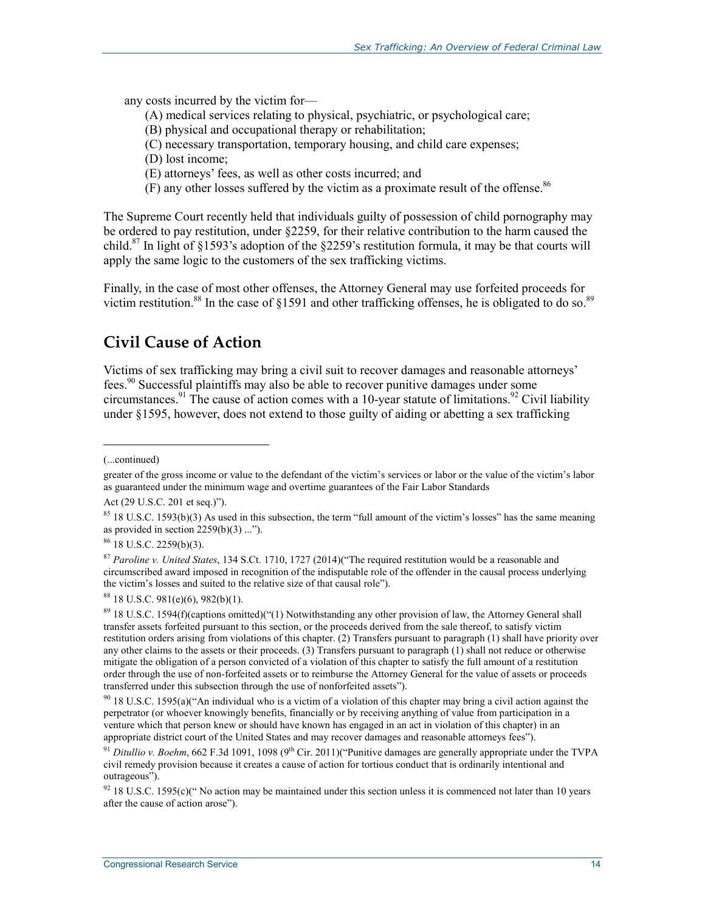any costs incurred by the victim for—

(A) medical services relating to physical, psychiatric, or psychological care;
(B) physical and occupational therapy or rehabilitation;
(C) necessary transportation, temporary housing, and child care expenses;
(D) lost income;
(E) attorneys' fees, as well as other costs incurred; and
(F) any other losses suffered by the victim as a proximate result of the offense.[86]

The Supreme Court recently held that individuals guilty of possession of child pornography may be ordered to pay restitution, under §2259, for their relative contribution to the harm caused the child.[87] In light of §1593's adoption of the §2259's restitution formula, it may be that courts will apply the same logic to the customers of the sex trafficking victims.

Finally, in the case of most other offenses, the Attorney General may use forfeited proceeds for victim restitution.[88] In the case of §1591 and other trafficking offenses, he is obligated to do so.[89]

## Civil Cause of Action

Victims of sex trafficking may bring a civil suit to recover damages and reasonable attorneys' fees.[90] Successful plaintiffs may also be able to recover punitive damages under some circumstances.[91] The cause of action comes with a 10-year statute of limitations.[92] Civil liability under §1595, however, does not extend to those guilty of aiding or abetting a sex trafficking

---

(...continued)

greater of the gross income or value to the defendant of the victim's services or labor or the value of the victim's labor as guaranteed under the minimum wage and overtime guarantees of the Fair Labor Standards Act (29 U.S.C. 201 et seq.)").

[85] 18 U.S.C. 1593(b)(3) As used in this subsection, the term "full amount of the victim's losses" has the same meaning as provided in section 2259(b)(3) ...").

[86] 18 U.S.C. 2259(b)(3).

[87] *Paroline v. United States*, 134 S.Ct. 1710, 1727 (2014)("The required restitution would be a reasonable and circumscribed award imposed in recognition of the indisputable role of the offender in the causal process underlying the victim's losses and suited to the relative size of that causal role").

[88] 18 U.S.C. 981(e)(6), 982(b)(1).

[89] 18 U.S.C. 1594(f)(captions omitted)("(1) Notwithstanding any other provision of law, the Attorney General shall transfer assets forfeited pursuant to this section, or the proceeds derived from the sale thereof, to satisfy victim restitution orders arising from violations of this chapter. (2) Transfers pursuant to paragraph (1) shall have priority over any other claims to the assets or their proceeds. (3) Transfers pursuant to paragraph (1) shall not reduce or otherwise mitigate the obligation of a person convicted of a violation of this chapter to satisfy the full amount of a restitution order through the use of non-forfeited assets or to reimburse the Attorney General for the value of assets or proceeds transferred under this subsection through the use of nonforfeited assets").

[90] 18 U.S.C. 1595(a)("An individual who is a victim of a violation of this chapter may bring a civil action against the perpetrator (or whoever knowingly benefits, financially or by receiving anything of value from participation in a venture which that person knew or should have known has engaged in an act in violation of this chapter) in an appropriate district court of the United States and may recover damages and reasonable attorneys fees").

[91] *Ditullio v. Boehm*, 662 F.3d 1091, 1098 (9th Cir. 2011)("Punitive damages are generally appropriate under the TVPA civil remedy provision because it creates a cause of action for tortious conduct that is ordinarily intentional and outrageous").

[92] 18 U.S.C. 1595(c)(" No action may be maintained under this section unless it is commenced not later than 10 years after the cause of action arose").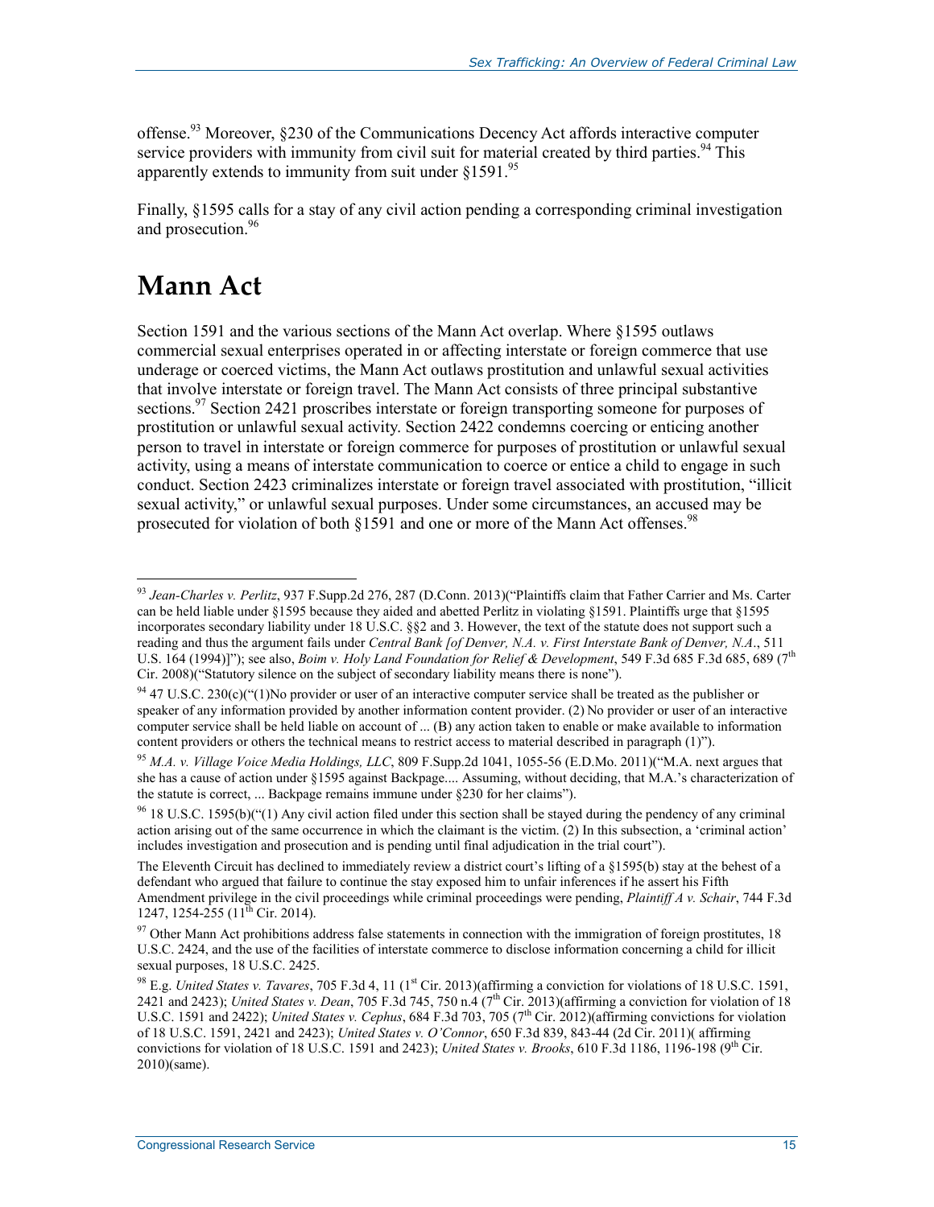offense.[93] Moreover, §230 of the Communications Decency Act affords interactive computer service providers with immunity from civil suit for material created by third parties.[94] This apparently extends to immunity from suit under §1591.[95]

Finally, §1595 calls for a stay of any civil action pending a corresponding criminal investigation and prosecution.[96]

# Mann Act

Section 1591 and the various sections of the Mann Act overlap. Where §1595 outlaws commercial sexual enterprises operated in or affecting interstate or foreign commerce that use underage or coerced victims, the Mann Act outlaws prostitution and unlawful sexual activities that involve interstate or foreign travel. The Mann Act consists of three principal substantive sections.[97] Section 2421 proscribes interstate or foreign transporting someone for purposes of prostitution or unlawful sexual activity. Section 2422 condemns coercing or enticing another person to travel in interstate or foreign commerce for purposes of prostitution or unlawful sexual activity, using a means of interstate communication to coerce or entice a child to engage in such conduct. Section 2423 criminalizes interstate or foreign travel associated with prostitution, "illicit sexual activity," or unlawful sexual purposes. Under some circumstances, an accused may be prosecuted for violation of both §1591 and one or more of the Mann Act offenses.[98]

---

[93] *Jean-Charles v. Perlitz*, 937 F.Supp.2d 276, 287 (D.Conn. 2013)("Plaintiffs claim that Father Carrier and Ms. Carter can be held liable under §1595 because they aided and abetted Perlitz in violating §1591. Plaintiffs urge that §1595 incorporates secondary liability under 18 U.S.C. §§2 and 3. However, the text of the statute does not support such a reading and thus the argument fails under *Central Bank [of Denver, N.A. v. First Interstate Bank of Denver, N.A.*, 511 U.S. 164 (1994)]"); see also, *Boim v. Holy Land Foundation for Relief & Development*, 549 F.3d 685 F.3d 685, 689 (7th Cir. 2008)("Statutory silence on the subject of secondary liability means there is none").

[94] 47 U.S.C. 230(c)("(1)No provider or user of an interactive computer service shall be treated as the publisher or speaker of any information provided by another information content provider. (2) No provider or user of an interactive computer service shall be held liable on account of ... (B) any action taken to enable or make available to information content providers or others the technical means to restrict access to material described in paragraph (1)").

[95] *M.A. v. Village Voice Media Holdings, LLC*, 809 F.Supp.2d 1041, 1055-56 (E.D.Mo. 2011)("M.A. next argues that she has a cause of action under §1595 against Backpage.... Assuming, without deciding, that M.A.'s characterization of the statute is correct, ... Backpage remains immune under §230 for her claims").

[96] 18 U.S.C. 1595(b)("(1) Any civil action filed under this section shall be stayed during the pendency of any criminal action arising out of the same occurrence in which the claimant is the victim. (2) In this subsection, a 'criminal action' includes investigation and prosecution and is pending until final adjudication in the trial court").

The Eleventh Circuit has declined to immediately review a district court's lifting of a §1595(b) stay at the behest of a defendant who argued that failure to continue the stay exposed him to unfair inferences if he assert his Fifth Amendment privilege in the civil proceedings while criminal proceedings were pending, *Plaintiff A v. Schair*, 744 F.3d 1247, 1254-255 (11th Cir. 2014).

[97] Other Mann Act prohibitions address false statements in connection with the immigration of foreign prostitutes, 18 U.S.C. 2424, and the use of the facilities of interstate commerce to disclose information concerning a child for illicit sexual purposes, 18 U.S.C. 2425.

[98] E.g. *United States v. Tavares*, 705 F.3d 4, 11 (1st Cir. 2013)(affirming a conviction for violations of 18 U.S.C. 1591, 2421 and 2423); *United States v. Dean*, 705 F.3d 745, 750 n.4 (7th Cir. 2013)(affirming a conviction for violation of 18 U.S.C. 1591 and 2422); *United States v. Cephus*, 684 F.3d 703, 705 (7th Cir. 2012)(affirming convictions for violation of 18 U.S.C. 1591, 2421 and 2423); *United States v. O'Connor*, 650 F.3d 839, 843-44 (2d Cir. 2011)( affirming convictions for violation of 18 U.S.C. 1591 and 2423); *United States v. Brooks*, 610 F.3d 1186, 1196-198 (9th Cir. 2010)(same).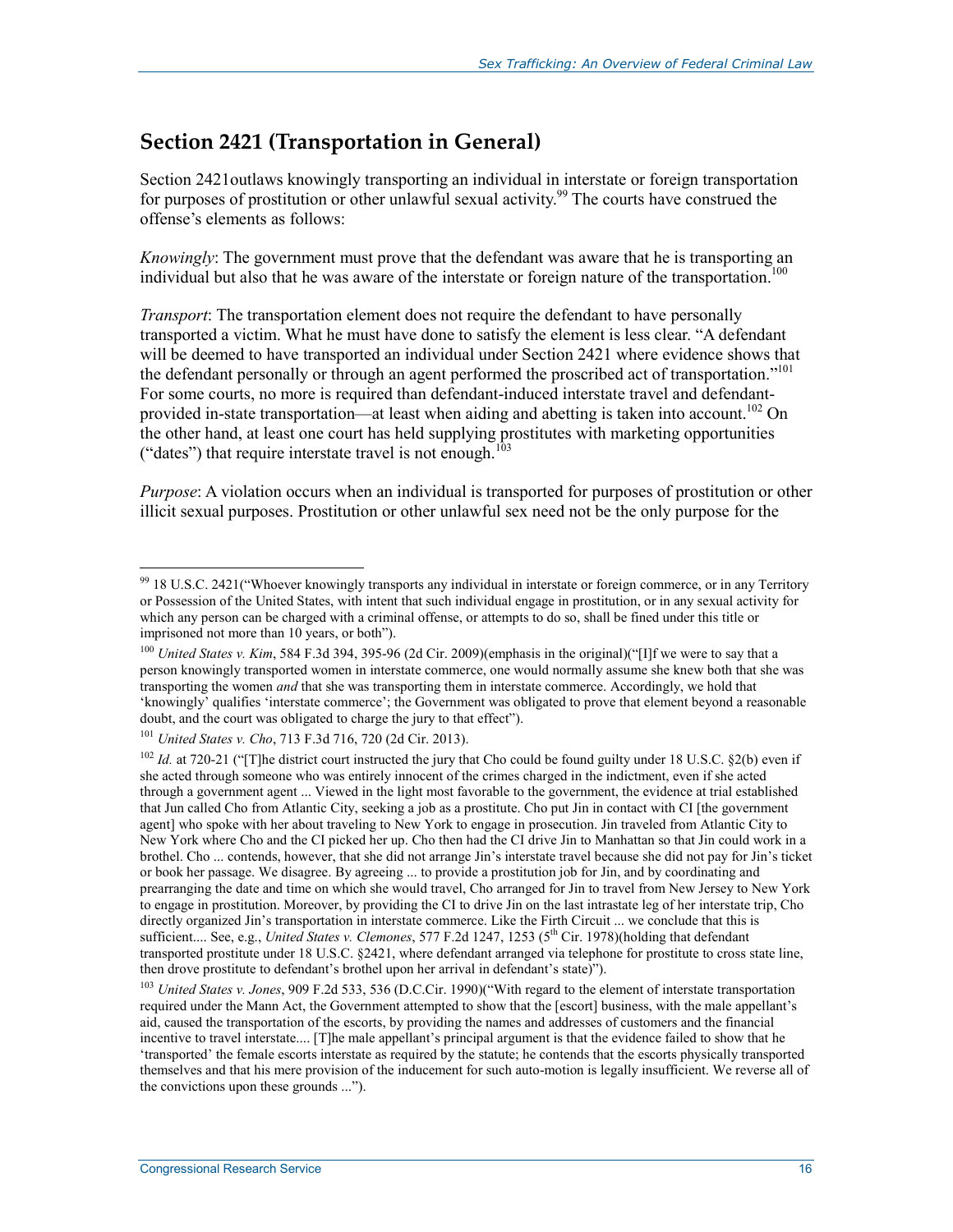## Section 2421 (Transportation in General)

Section 2421outlaws knowingly transporting an individual in interstate or foreign transportation for purposes of prostitution or other unlawful sexual activity.[99] The courts have construed the offense's elements as follows:

*Knowingly*: The government must prove that the defendant was aware that he is transporting an individual but also that he was aware of the interstate or foreign nature of the transportation.[100]

*Transport*: The transportation element does not require the defendant to have personally transported a victim. What he must have done to satisfy the element is less clear. "A defendant will be deemed to have transported an individual under Section 2421 where evidence shows that the defendant personally or through an agent performed the proscribed act of transportation."[101] For some courts, no more is required than defendant-induced interstate travel and defendant-provided in-state transportation—at least when aiding and abetting is taken into account.[102] On the other hand, at least one court has held supplying prostitutes with marketing opportunities ("dates") that require interstate travel is not enough.[103]

*Purpose*: A violation occurs when an individual is transported for purposes of prostitution or other illicit sexual purposes. Prostitution or other unlawful sex need not be the only purpose for the

---

[99] 18 U.S.C. 2421("Whoever knowingly transports any individual in interstate or foreign commerce, or in any Territory or Possession of the United States, with intent that such individual engage in prostitution, or in any sexual activity for which any person can be charged with a criminal offense, or attempts to do so, shall be fined under this title or imprisoned not more than 10 years, or both").

[100] *United States v. Kim*, 584 F.3d 394, 395-96 (2d Cir. 2009)(emphasis in the original)("[I]f we were to say that a person knowingly transported women in interstate commerce, one would normally assume she knew both that she was transporting the women *and* that she was transporting them in interstate commerce. Accordingly, we hold that 'knowingly' qualifies 'interstate commerce'; the Government was obligated to prove that element beyond a reasonable doubt, and the court was obligated to charge the jury to that effect").

[101] *United States v. Cho*, 713 F.3d 716, 720 (2d Cir. 2013).

[102] *Id.* at 720-21 ("[T]he district court instructed the jury that Cho could be found guilty under 18 U.S.C. §2(b) even if she acted through someone who was entirely innocent of the crimes charged in the indictment, even if she acted through a government agent ... Viewed in the light most favorable to the government, the evidence at trial established that Jun called Cho from Atlantic City, seeking a job as a prostitute. Cho put Jin in contact with CI [the government agent] who spoke with her about traveling to New York to engage in prosecution. Jin traveled from Atlantic City to New York where Cho and the CI picked her up. Cho then had the CI drive Jin to Manhattan so that Jin could work in a brothel. Cho ... contends, however, that she did not arrange Jin's interstate travel because she did not pay for Jin's ticket or book her passage. We disagree. By agreeing ... to provide a prostitution job for Jin, and by coordinating and prearranging the date and time on which she would travel, Cho arranged for Jin to travel from New Jersey to New York to engage in prostitution. Moreover, by providing the CI to drive Jin on the last intrastate leg of her interstate trip, Cho directly organized Jin's transportation in interstate commerce. Like the Firth Circuit ... we conclude that this is sufficient.... See, e.g., *United States v. Clemones*, 577 F.2d 1247, 1253 (5th Cir. 1978)(holding that defendant transported prostitute under 18 U.S.C. §2421, where defendant arranged via telephone for prostitute to cross state line, then drove prostitute to defendant's brothel upon her arrival in defendant's state)").

[103] *United States v. Jones*, 909 F.2d 533, 536 (D.C.Cir. 1990)("With regard to the element of interstate transportation required under the Mann Act, the Government attempted to show that the [escort] business, with the male appellant's aid, caused the transportation of the escorts, by providing the names and addresses of customers and the financial incentive to travel interstate.... [T]he male appellant's principal argument is that the evidence failed to show that he 'transported' the female escorts interstate as required by the statute; he contends that the escorts physically transported themselves and that his mere provision of the inducement for such auto-motion is legally insufficient. We reverse all of the convictions upon these grounds ...").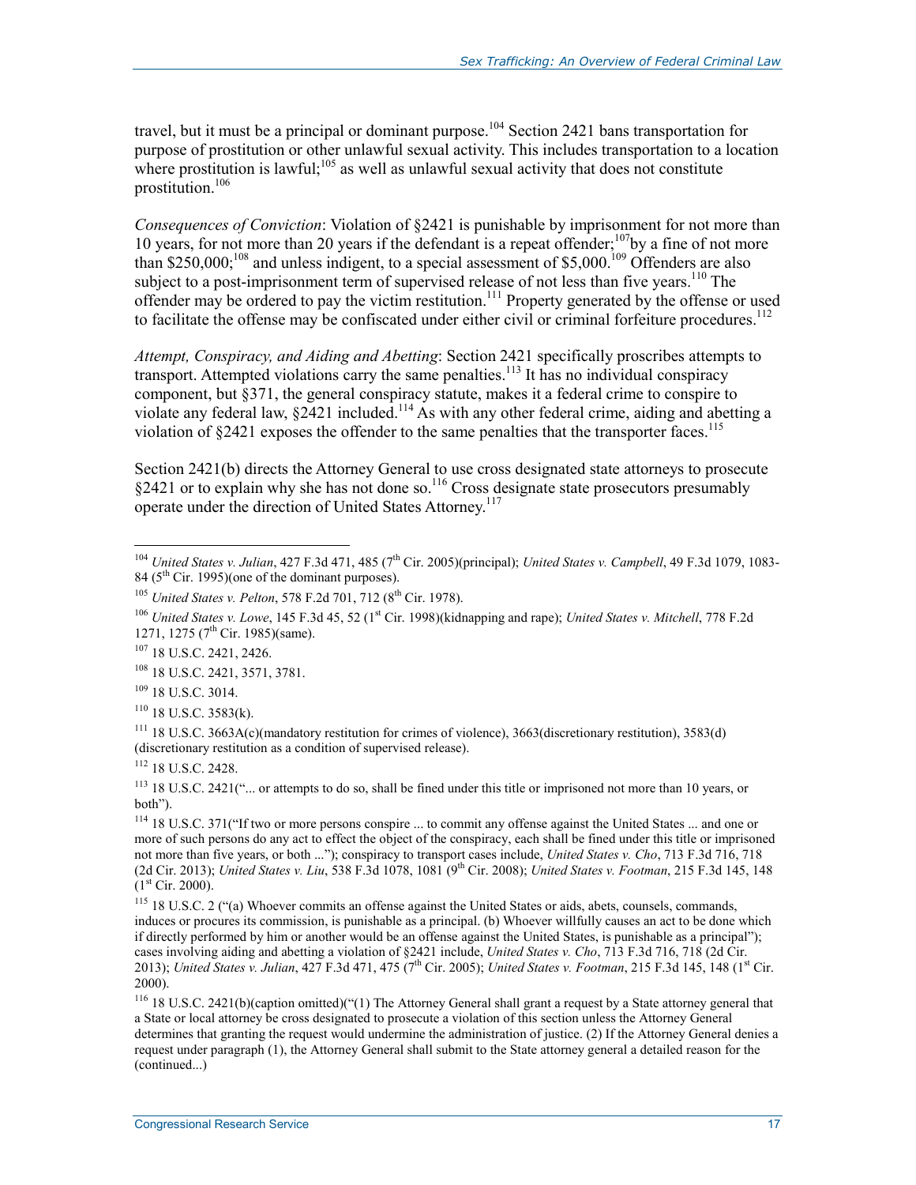travel, but it must be a principal or dominant purpose.[104] Section 2421 bans transportation for purpose of prostitution or other unlawful sexual activity. This includes transportation to a location where prostitution is lawful;[105] as well as unlawful sexual activity that does not constitute prostitution.[106]

*Consequences of Conviction*: Violation of §2421 is punishable by imprisonment for not more than 10 years, for not more than 20 years if the defendant is a repeat offender;[107]by a fine of not more than $250,000;[108] and unless indigent, to a special assessment of $5,000.[109] Offenders are also subject to a post-imprisonment term of supervised release of not less than five years.[110] The offender may be ordered to pay the victim restitution.[111] Property generated by the offense or used to facilitate the offense may be confiscated under either civil or criminal forfeiture procedures.[112]

*Attempt, Conspiracy, and Aiding and Abetting*: Section 2421 specifically proscribes attempts to transport. Attempted violations carry the same penalties.[113] It has no individual conspiracy component, but §371, the general conspiracy statute, makes it a federal crime to conspire to violate any federal law, §2421 included.[114] As with any other federal crime, aiding and abetting a violation of §2421 exposes the offender to the same penalties that the transporter faces.[115]

Section 2421(b) directs the Attorney General to use cross designated state attorneys to prosecute §2421 or to explain why she has not done so.[116] Cross designate state prosecutors presumably operate under the direction of United States Attorney.[117]

---

[104] *United States v. Julian*, 427 F.3d 471, 485 (7th Cir. 2005)(principal); *United States v. Campbell*, 49 F.3d 1079, 1083-84 (5th Cir. 1995)(one of the dominant purposes).

[105] *United States v. Pelton*, 578 F.2d 701, 712 (8th Cir. 1978).

[106] *United States v. Lowe*, 145 F.3d 45, 52 (1st Cir. 1998)(kidnapping and rape); *United States v. Mitchell*, 778 F.2d 1271, 1275 (7th Cir. 1985)(same).

[107] 18 U.S.C. 2421, 2426.

[108] 18 U.S.C. 2421, 3571, 3781.

[109] 18 U.S.C. 3014.

[110] 18 U.S.C. 3583(k).

[111] 18 U.S.C. 3663A(c)(mandatory restitution for crimes of violence), 3663(discretionary restitution), 3583(d) (discretionary restitution as a condition of supervised release).

[112] 18 U.S.C. 2428.

[113] 18 U.S.C. 2421("... or attempts to do so, shall be fined under this title or imprisoned not more than 10 years, or both").

[114] 18 U.S.C. 371("If two or more persons conspire ... to commit any offense against the United States ... and one or more of such persons do any act to effect the object of the conspiracy, each shall be fined under this title or imprisoned not more than five years, or both ..."); conspiracy to transport cases include, *United States v. Cho*, 713 F.3d 716, 718 (2d Cir. 2013); *United States v. Liu*, 538 F.3d 1078, 1081 (9th Cir. 2008); *United States v. Footman*, 215 F.3d 145, 148 (1st Cir. 2000).

[115] 18 U.S.C. 2 ("(a) Whoever commits an offense against the United States or aids, abets, counsels, commands, induces or procures its commission, is punishable as a principal. (b) Whoever willfully causes an act to be done which if directly performed by him or another would be an offense against the United States, is punishable as a principal"); cases involving aiding and abetting a violation of §2421 include, *United States v. Cho*, 713 F.3d 716, 718 (2d Cir. 2013); *United States v. Julian*, 427 F.3d 471, 475 (7th Cir. 2005); *United States v. Footman*, 215 F.3d 145, 148 (1st Cir. 2000).

[116] 18 U.S.C. 2421(b)(caption omitted)("(1) The Attorney General shall grant a request by a State attorney general that a State or local attorney be cross designated to prosecute a violation of this section unless the Attorney General determines that granting the request would undermine the administration of justice. (2) If the Attorney General denies a request under paragraph (1), the Attorney General shall submit to the State attorney general a detailed reason for the (continued...)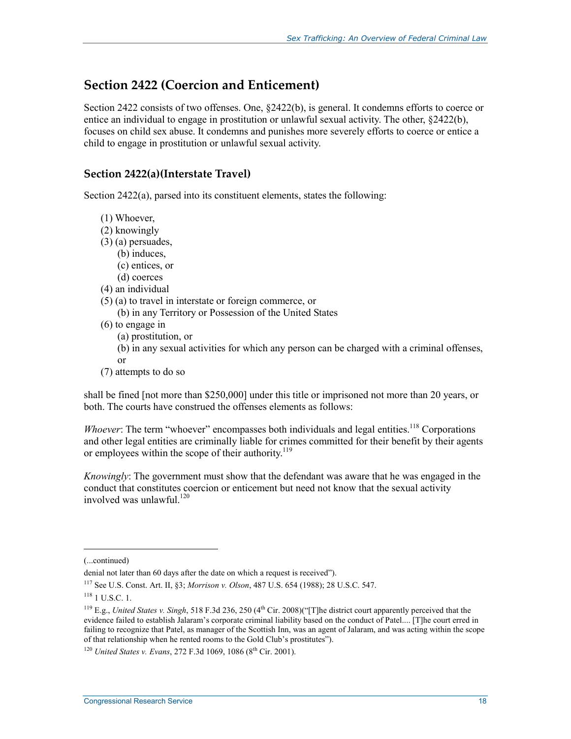## Section 2422 (Coercion and Enticement)

Section 2422 consists of two offenses. One, §2422(b), is general. It condemns efforts to coerce or entice an individual to engage in prostitution or unlawful sexual activity. The other, §2422(b), focuses on child sex abuse. It condemns and punishes more severely efforts to coerce or entice a child to engage in prostitution or unlawful sexual activity.

### Section 2422(a)(Interstate Travel)

Section 2422(a), parsed into its constituent elements, states the following:

(1) Whoever,
(2) knowingly
(3) (a) persuades,
  (b) induces,
  (c) entices, or
  (d) coerces
(4) an individual
(5) (a) to travel in interstate or foreign commerce, or
  (b) in any Territory or Possession of the United States
(6) to engage in
  (a) prostitution, or
  (b) in any sexual activities for which any person can be charged with a criminal offenses, or
(7) attempts to do so

shall be fined [not more than $250,000] under this title or imprisoned not more than 20 years, or both. The courts have construed the offenses elements as follows:

*Whoever*: The term "whoever" encompasses both individuals and legal entities.[118] Corporations and other legal entities are criminally liable for crimes committed for their benefit by their agents or employees within the scope of their authority.[119]

*Knowingly*: The government must show that the defendant was aware that he was engaged in the conduct that constitutes coercion or enticement but need not know that the sexual activity involved was unlawful.[120]

---

(...continued)

denial not later than 60 days after the date on which a request is received").

[117] See U.S. Const. Art. II, §3; *Morrison v. Olson*, 487 U.S. 654 (1988); 28 U.S.C. 547.

[118] 1 U.S.C. 1.

[119] E.g., *United States v. Singh*, 518 F.3d 236, 250 (4th Cir. 2008)("[T]he district court apparently perceived that the evidence failed to establish Jalaram's corporate criminal liability based on the conduct of Patel.... [T]he court erred in failing to recognize that Patel, as manager of the Scottish Inn, was an agent of Jalaram, and was acting within the scope of that relationship when he rented rooms to the Gold Club's prostitutes").

[120] *United States v. Evans*, 272 F.3d 1069, 1086 (8th Cir. 2001).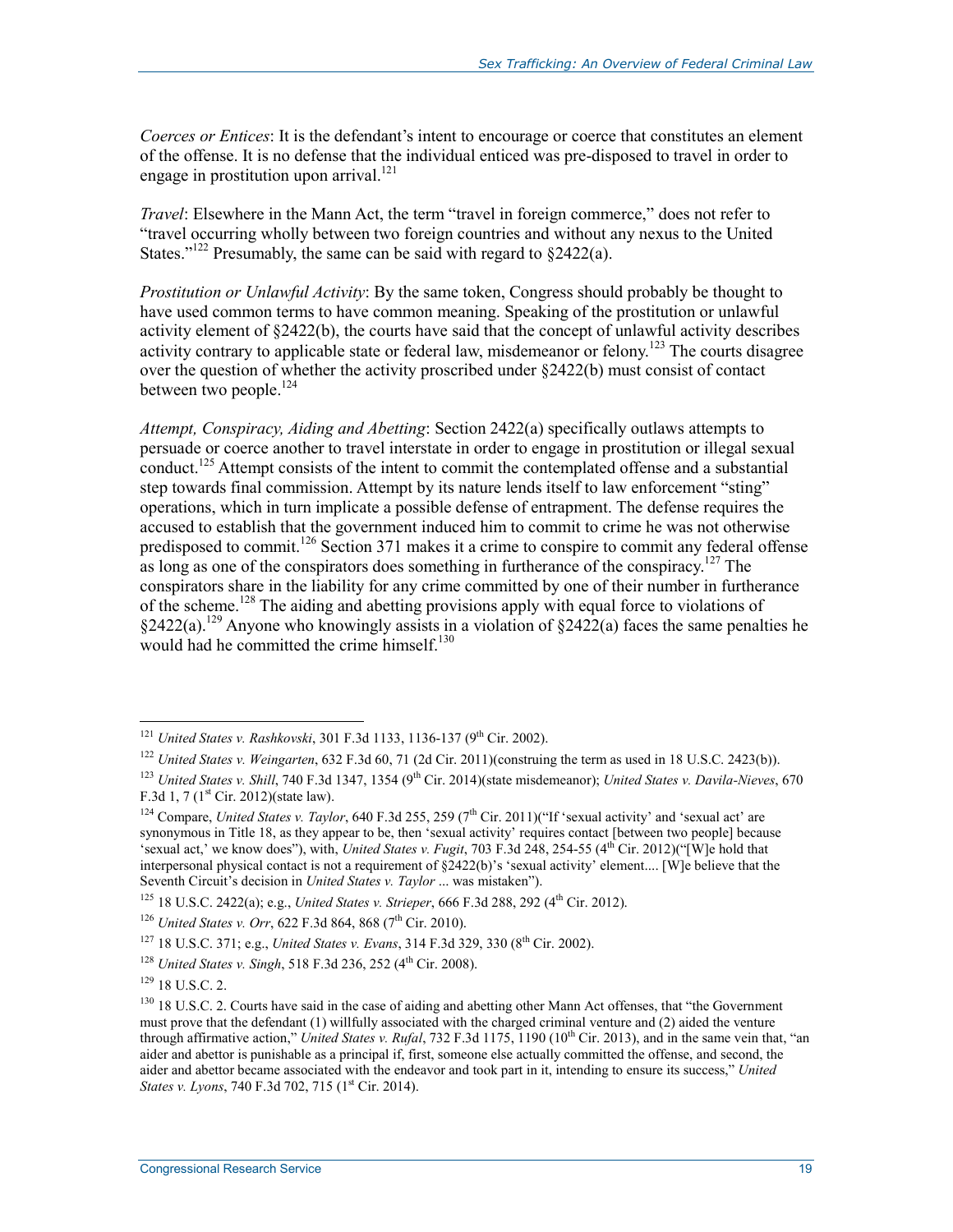*Coerces or Entices*: It is the defendant's intent to encourage or coerce that constitutes an element of the offense. It is no defense that the individual enticed was pre-disposed to travel in order to engage in prostitution upon arrival.[121]

*Travel*: Elsewhere in the Mann Act, the term "travel in foreign commerce," does not refer to "travel occurring wholly between two foreign countries and without any nexus to the United States."[122] Presumably, the same can be said with regard to §2422(a).

*Prostitution or Unlawful Activity*: By the same token, Congress should probably be thought to have used common terms to have common meaning. Speaking of the prostitution or unlawful activity element of §2422(b), the courts have said that the concept of unlawful activity describes activity contrary to applicable state or federal law, misdemeanor or felony.[123] The courts disagree over the question of whether the activity proscribed under §2422(b) must consist of contact between two people.[124]

*Attempt, Conspiracy, Aiding and Abetting*: Section 2422(a) specifically outlaws attempts to persuade or coerce another to travel interstate in order to engage in prostitution or illegal sexual conduct.[125] Attempt consists of the intent to commit the contemplated offense and a substantial step towards final commission. Attempt by its nature lends itself to law enforcement "sting" operations, which in turn implicate a possible defense of entrapment. The defense requires the accused to establish that the government induced him to commit to crime he was not otherwise predisposed to commit.[126] Section 371 makes it a crime to conspire to commit any federal offense as long as one of the conspirators does something in furtherance of the conspiracy.[127] The conspirators share in the liability for any crime committed by one of their number in furtherance of the scheme.[128] The aiding and abetting provisions apply with equal force to violations of §2422(a).[129] Anyone who knowingly assists in a violation of §2422(a) faces the same penalties he would had he committed the crime himself.[130]

---

[121] *United States v. Rashkovski*, 301 F.3d 1133, 1136-137 (9th Cir. 2002).

[122] *United States v. Weingarten*, 632 F.3d 60, 71 (2d Cir. 2011)(construing the term as used in 18 U.S.C. 2423(b)).

[123] *United States v. Shill*, 740 F.3d 1347, 1354 (9th Cir. 2014)(state misdemeanor); *United States v. Davila-Nieves*, 670 F.3d 1, 7 (1st Cir. 2012)(state law).

[124] Compare, *United States v. Taylor*, 640 F.3d 255, 259 (7th Cir. 2011)("If 'sexual activity' and 'sexual act' are synonymous in Title 18, as they appear to be, then 'sexual activity' requires contact [between two people] because 'sexual act,' we know does"), with, *United States v. Fugit*, 703 F.3d 248, 254-55 (4th Cir. 2012)("[W]e hold that interpersonal physical contact is not a requirement of §2422(b)'s 'sexual activity' element.... [W]e believe that the Seventh Circuit's decision in *United States v. Taylor* ... was mistaken").

[125] 18 U.S.C. 2422(a); e.g., *United States v. Strieper*, 666 F.3d 288, 292 (4th Cir. 2012).

[126] *United States v. Orr*, 622 F.3d 864, 868 (7th Cir. 2010).

[127] 18 U.S.C. 371; e.g., *United States v. Evans*, 314 F.3d 329, 330 (8th Cir. 2002).

[128] *United States v. Singh*, 518 F.3d 236, 252 (4th Cir. 2008).

[129] 18 U.S.C. 2.

[130] 18 U.S.C. 2. Courts have said in the case of aiding and abetting other Mann Act offenses, that "the Government must prove that the defendant (1) willfully associated with the charged criminal venture and (2) aided the venture through affirmative action," *United States v. Rufal*, 732 F.3d 1175, 1190 (10th Cir. 2013), and in the same vein that, "an aider and abettor is punishable as a principal if, first, someone else actually committed the offense, and second, the aider and abettor became associated with the endeavor and took part in it, intending to ensure its success," *United States v. Lyons*, 740 F.3d 702, 715 (1st Cir. 2014).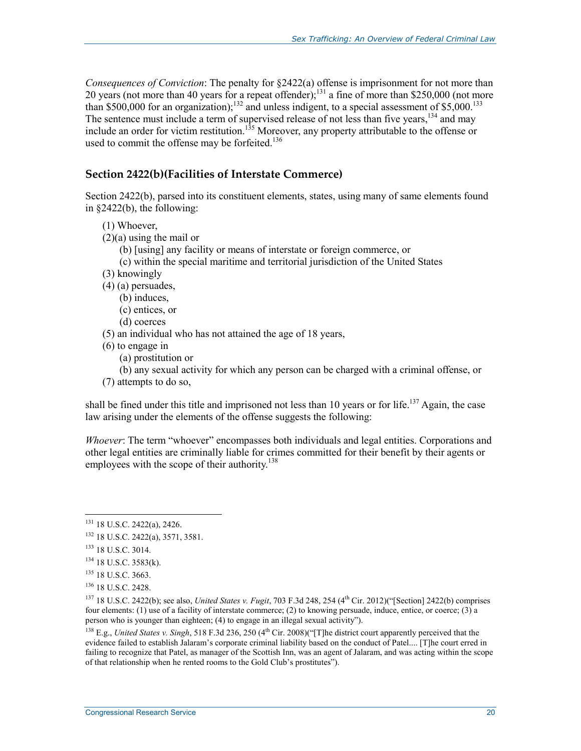*Consequences of Conviction*: The penalty for §2422(a) offense is imprisonment for not more than 20 years (not more than 40 years for a repeat offender);[131] a fine of more than $250,000 (not more than $500,000 for an organization);[132] and unless indigent, to a special assessment of $5,000.[133] The sentence must include a term of supervised release of not less than five years,[134] and may include an order for victim restitution.[135] Moreover, any property attributable to the offense or used to commit the offense may be forfeited.[136]

### Section 2422(b)(Facilities of Interstate Commerce)

Section 2422(b), parsed into its constituent elements, states, using many of same elements found in §2422(b), the following:

(1) Whoever,
(2)(a) using the mail or
  (b) [using] any facility or means of interstate or foreign commerce, or
  (c) within the special maritime and territorial jurisdiction of the United States
(3) knowingly
(4) (a) persuades,
  (b) induces,
  (c) entices, or
  (d) coerces
(5) an individual who has not attained the age of 18 years,
(6) to engage in
  (a) prostitution or
  (b) any sexual activity for which any person can be charged with a criminal offense, or
(7) attempts to do so,

shall be fined under this title and imprisoned not less than 10 years or for life.[137] Again, the case law arising under the elements of the offense suggests the following:

*Whoever*: The term "whoever" encompasses both individuals and legal entities. Corporations and other legal entities are criminally liable for crimes committed for their benefit by their agents or employees with the scope of their authority.[138]

---

[131] 18 U.S.C. 2422(a), 2426.

[132] 18 U.S.C. 2422(a), 3571, 3581.

[133] 18 U.S.C. 3014.

[134] 18 U.S.C. 3583(k).

[135] 18 U.S.C. 3663.

[136] 18 U.S.C. 2428.

[137] 18 U.S.C. 2422(b); see also, *United States v. Fugit*, 703 F.3d 248, 254 (4th Cir. 2012)("[Section] 2422(b) comprises four elements: (1) use of a facility of interstate commerce; (2) to knowing persuade, induce, entice, or coerce; (3) a person who is younger than eighteen; (4) to engage in an illegal sexual activity").

[138] E.g., *United States v. Singh*, 518 F.3d 236, 250 (4th Cir. 2008)("[T]he district court apparently perceived that the evidence failed to establish Jalaram's corporate criminal liability based on the conduct of Patel.... [T]he court erred in failing to recognize that Patel, as manager of the Scottish Inn, was an agent of Jalaram, and was acting within the scope of that relationship when he rented rooms to the Gold Club's prostitutes").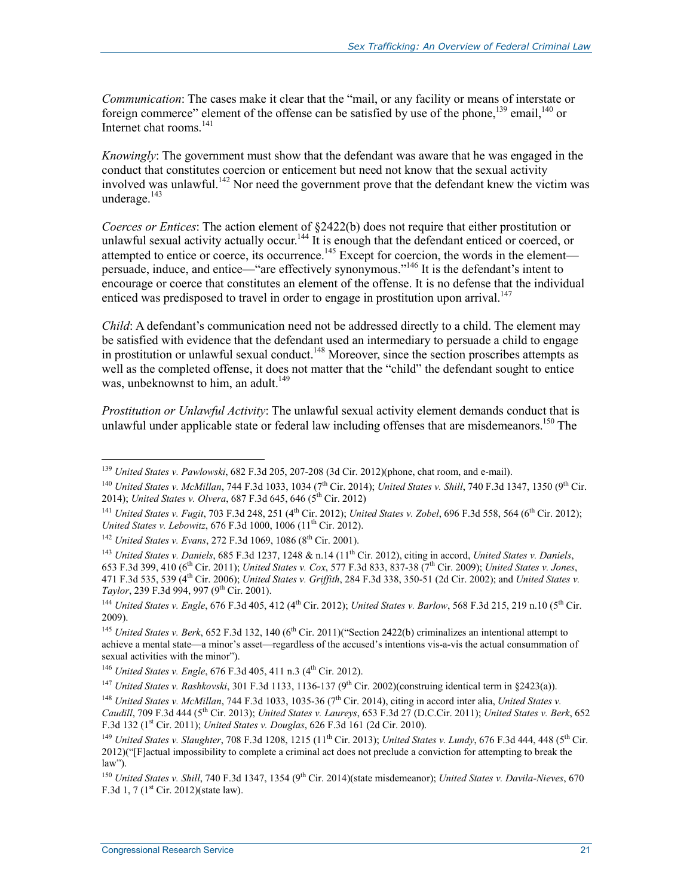*Communication*: The cases make it clear that the "mail, or any facility or means of interstate or foreign commerce" element of the offense can be satisfied by use of the phone,[139] email,[140] or Internet chat rooms.[141]

*Knowingly*: The government must show that the defendant was aware that he was engaged in the conduct that constitutes coercion or enticement but need not know that the sexual activity involved was unlawful.[142] Nor need the government prove that the defendant knew the victim was underage.[143]

*Coerces or Entices*: The action element of §2422(b) does not require that either prostitution or unlawful sexual activity actually occur.[144] It is enough that the defendant enticed or coerced, or attempted to entice or coerce, its occurrence.[145] Except for coercion, the words in the element—persuade, induce, and entice—"are effectively synonymous."[146] It is the defendant's intent to encourage or coerce that constitutes an element of the offense. It is no defense that the individual enticed was predisposed to travel in order to engage in prostitution upon arrival.[147]

*Child*: A defendant's communication need not be addressed directly to a child. The element may be satisfied with evidence that the defendant used an intermediary to persuade a child to engage in prostitution or unlawful sexual conduct.[148] Moreover, since the section proscribes attempts as well as the completed offense, it does not matter that the "child" the defendant sought to entice was, unbeknownst to him, an adult.[149]

*Prostitution or Unlawful Activity*: The unlawful sexual activity element demands conduct that is unlawful under applicable state or federal law including offenses that are misdemeanors.[150] The

---

[139] *United States v. Pawlowski*, 682 F.3d 205, 207-208 (3d Cir. 2012)(phone, chat room, and e-mail).

[140] *United States v. McMillan*, 744 F.3d 1033, 1034 (7th Cir. 2014); *United States v. Shill*, 740 F.3d 1347, 1350 (9th Cir. 2014); *United States v. Olvera*, 687 F.3d 645, 646 (5th Cir. 2012)

[141] *United States v. Fugit*, 703 F.3d 248, 251 (4th Cir. 2012); *United States v. Zobel*, 696 F.3d 558, 564 (6th Cir. 2012); *United States v. Lebowitz*, 676 F.3d 1000, 1006 (11th Cir. 2012).

[142] *United States v. Evans*, 272 F.3d 1069, 1086 (8th Cir. 2001).

[143] *United States v. Daniels*, 685 F.3d 1237, 1248 & n.14 (11th Cir. 2012), citing in accord, *United States v. Daniels*, 653 F.3d 399, 410 (6th Cir. 2011); *United States v. Cox*, 577 F.3d 833, 837-38 (7th Cir. 2009); *United States v. Jones*, 471 F.3d 535, 539 (4th Cir. 2006); *United States v. Griffith*, 284 F.3d 338, 350-51 (2d Cir. 2002); and *United States v. Taylor*, 239 F.3d 994, 997 (9th Cir. 2001).

[144] *United States v. Engle*, 676 F.3d 405, 412 (4th Cir. 2012); *United States v. Barlow*, 568 F.3d 215, 219 n.10 (5th Cir. 2009).

[145] *United States v. Berk*, 652 F.3d 132, 140 (6th Cir. 2011)("Section 2422(b) criminalizes an intentional attempt to achieve a mental state—a minor's asset—regardless of the accused's intentions vis-a-vis the actual consummation of sexual activities with the minor").

[146] *United States v. Engle*, 676 F.3d 405, 411 n.3 (4th Cir. 2012).

[147] *United States v. Rashkovski*, 301 F.3d 1133, 1136-137 (9th Cir. 2002)(construing identical term in §2423(a)).

[148] *United States v. McMillan*, 744 F.3d 1033, 1035-36 (7th Cir. 2014), citing in accord inter alia, *United States v. Caudill*, 709 F.3d 444 (5th Cir. 2013); *United States v. Laureys*, 653 F.3d 27 (D.C.Cir. 2011); *United States v. Berk*, 652 F.3d 132 (1st Cir. 2011); *United States v. Douglas*, 626 F.3d 161 (2d Cir. 2010).

[149] *United States v. Slaughter*, 708 F.3d 1208, 1215 (11th Cir. 2013); *United States v. Lundy*, 676 F.3d 444, 448 (5th Cir. 2012)("[F]actual impossibility to complete a criminal act does not preclude a conviction for attempting to break the law").

[150] *United States v. Shill*, 740 F.3d 1347, 1354 (9th Cir. 2014)(state misdemeanor); *United States v. Davila-Nieves*, 670 F.3d 1, 7 (1st Cir. 2012)(state law).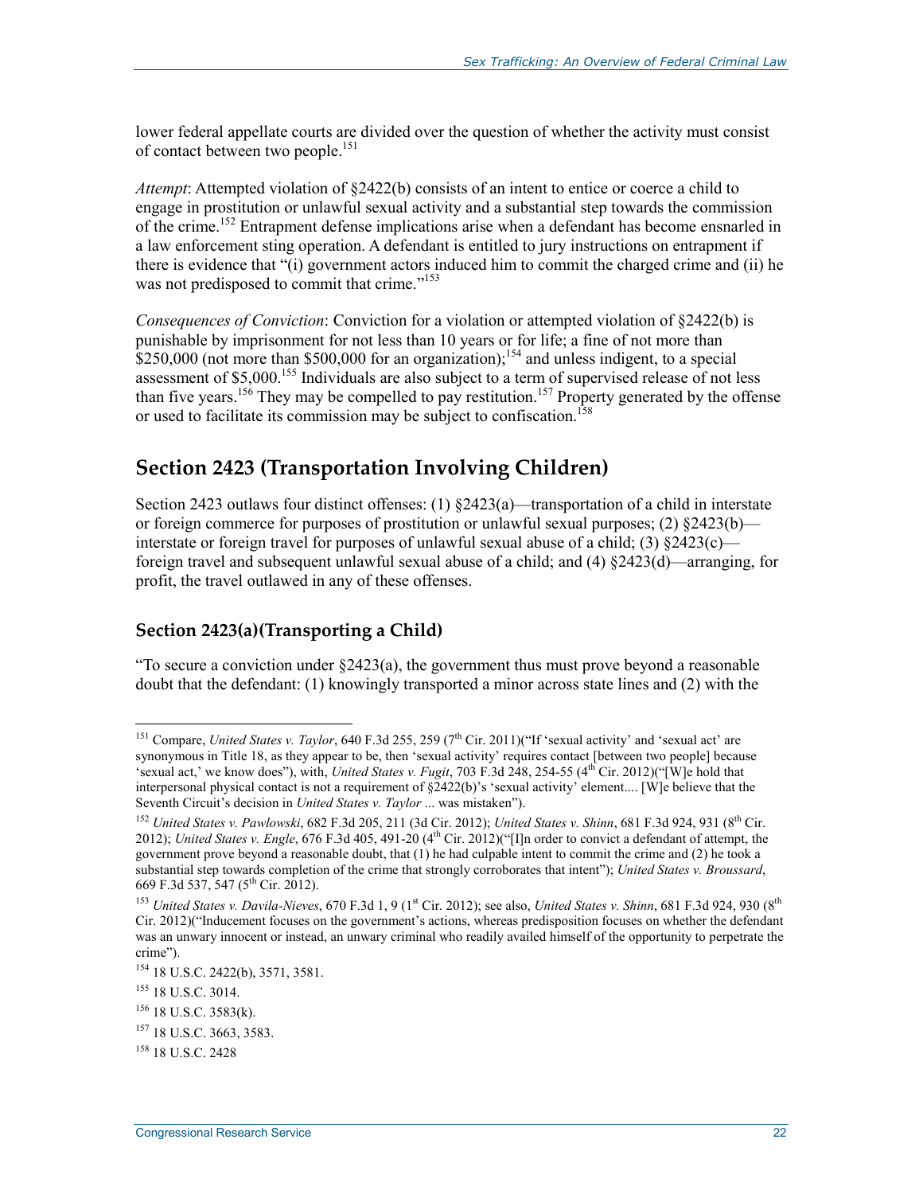lower federal appellate courts are divided over the question of whether the activity must consist of contact between two people.[151]

*Attempt*: Attempted violation of §2422(b) consists of an intent to entice or coerce a child to engage in prostitution or unlawful sexual activity and a substantial step towards the commission of the crime.[152] Entrapment defense implications arise when a defendant has become ensnarled in a law enforcement sting operation. A defendant is entitled to jury instructions on entrapment if there is evidence that "(i) government actors induced him to commit the charged crime and (ii) he was not predisposed to commit that crime."[153]

*Consequences of Conviction*: Conviction for a violation or attempted violation of §2422(b) is punishable by imprisonment for not less than 10 years or for life; a fine of not more than $250,000 (not more than $500,000 for an organization);[154] and unless indigent, to a special assessment of $5,000.[155] Individuals are also subject to a term of supervised release of not less than five years.[156] They may be compelled to pay restitution.[157] Property generated by the offense or used to facilitate its commission may be subject to confiscation.[158]

## Section 2423 (Transportation Involving Children)

Section 2423 outlaws four distinct offenses: (1) §2423(a)—transportation of a child in interstate or foreign commerce for purposes of prostitution or unlawful sexual purposes; (2) §2423(b)—interstate or foreign travel for purposes of unlawful sexual abuse of a child; (3) §2423(c)—foreign travel and subsequent unlawful sexual abuse of a child; and (4) §2423(d)—arranging, for profit, the travel outlawed in any of these offenses.

### Section 2423(a)(Transporting a Child)

"To secure a conviction under §2423(a), the government thus must prove beyond a reasonable doubt that the defendant: (1) knowingly transported a minor across state lines and (2) with the

---

[151] Compare, *United States v. Taylor*, 640 F.3d 255, 259 (7th Cir. 2011)("If 'sexual activity' and 'sexual act' are synonymous in Title 18, as they appear to be, then 'sexual activity' requires contact [between two people] because 'sexual act,' we know does"), with, *United States v. Fugit*, 703 F.3d 248, 254-55 (4th Cir. 2012)("[W]e hold that interpersonal physical contact is not a requirement of §2422(b)'s 'sexual activity' element.... [W]e believe that the Seventh Circuit's decision in *United States v. Taylor* ... was mistaken").

[152] *United States v. Pawlowski*, 682 F.3d 205, 211 (3d Cir. 2012); *United States v. Shinn*, 681 F.3d 924, 931 (8th Cir. 2012); *United States v. Engle*, 676 F.3d 405, 491-20 (4th Cir. 2012)("[I]n order to convict a defendant of attempt, the government prove beyond a reasonable doubt, that (1) he had culpable intent to commit the crime and (2) he took a substantial step towards completion of the crime that strongly corroborates that intent"); *United States v. Broussard*, 669 F.3d 537, 547 (5th Cir. 2012).

[153] *United States v. Davila-Nieves*, 670 F.3d 1, 9 (1st Cir. 2012); see also, *United States v. Shinn*, 681 F.3d 924, 930 (8th Cir. 2012)("Inducement focuses on the government's actions, whereas predisposition focuses on whether the defendant was an unwary innocent or instead, an unwary criminal who readily availed himself of the opportunity to perpetrate the crime").

[154] 18 U.S.C. 2422(b), 3571, 3581.

[155] 18 U.S.C. 3014.

[156] 18 U.S.C. 3583(k).

[157] 18 U.S.C. 3663, 3583.

[158] 18 U.S.C. 2428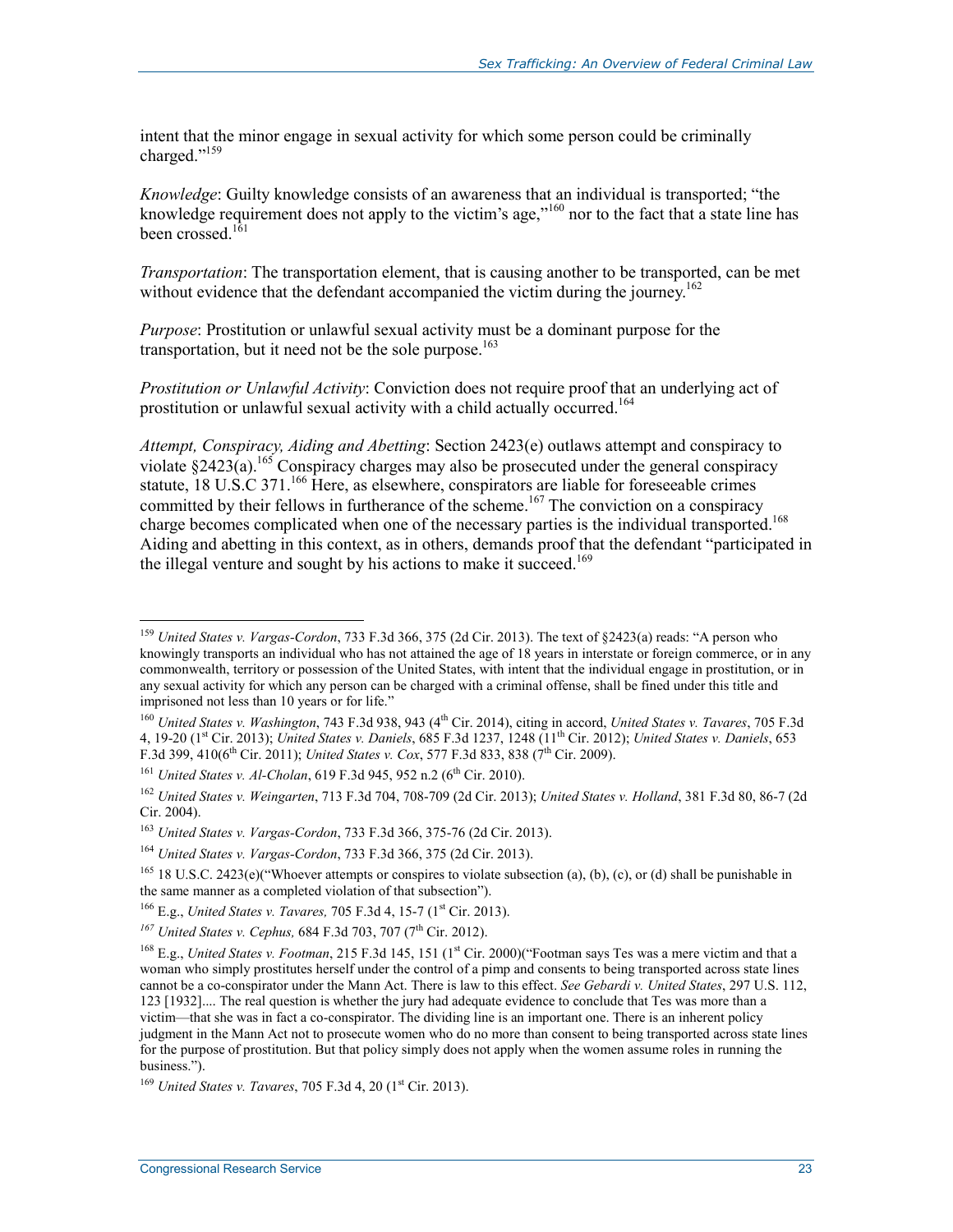intent that the minor engage in sexual activity for which some person could be criminally charged."[159]

*Knowledge*: Guilty knowledge consists of an awareness that an individual is transported; "the knowledge requirement does not apply to the victim's age,"[160] nor to the fact that a state line has been crossed.[161]

*Transportation*: The transportation element, that is causing another to be transported, can be met without evidence that the defendant accompanied the victim during the journey.[162]

*Purpose*: Prostitution or unlawful sexual activity must be a dominant purpose for the transportation, but it need not be the sole purpose.[163]

*Prostitution or Unlawful Activity*: Conviction does not require proof that an underlying act of prostitution or unlawful sexual activity with a child actually occurred.[164]

*Attempt, Conspiracy, Aiding and Abetting*: Section 2423(e) outlaws attempt and conspiracy to violate §2423(a).[165] Conspiracy charges may also be prosecuted under the general conspiracy statute, 18 U.S.C 371.[166] Here, as elsewhere, conspirators are liable for foreseeable crimes committed by their fellows in furtherance of the scheme.[167] The conviction on a conspiracy charge becomes complicated when one of the necessary parties is the individual transported.[168] Aiding and abetting in this context, as in others, demands proof that the defendant "participated in the illegal venture and sought by his actions to make it succeed.[169]

---

[159] *United States v. Vargas-Cordon*, 733 F.3d 366, 375 (2d Cir. 2013). The text of §2423(a) reads: "A person who knowingly transports an individual who has not attained the age of 18 years in interstate or foreign commerce, or in any commonwealth, territory or possession of the United States, with intent that the individual engage in prostitution, or in any sexual activity for which any person can be charged with a criminal offense, shall be fined under this title and imprisoned not less than 10 years or for life."

[160] *United States v. Washington*, 743 F.3d 938, 943 (4th Cir. 2014), citing in accord, *United States v. Tavares*, 705 F.3d 4, 19-20 (1st Cir. 2013); *United States v. Daniels*, 685 F.3d 1237, 1248 (11th Cir. 2012); *United States v. Daniels*, 653 F.3d 399, 410(6th Cir. 2011); *United States v. Cox*, 577 F.3d 833, 838 (7th Cir. 2009).

[161] *United States v. Al-Cholan*, 619 F.3d 945, 952 n.2 (6th Cir. 2010).

[162] *United States v. Weingarten*, 713 F.3d 704, 708-709 (2d Cir. 2013); *United States v. Holland*, 381 F.3d 80, 86-7 (2d Cir. 2004).

[163] *United States v. Vargas-Cordon*, 733 F.3d 366, 375-76 (2d Cir. 2013).

[164] *United States v. Vargas-Cordon*, 733 F.3d 366, 375 (2d Cir. 2013).

[165] 18 U.S.C. 2423(e)("Whoever attempts or conspires to violate subsection (a), (b), (c), or (d) shall be punishable in the same manner as a completed violation of that subsection").

[166] E.g., *United States v. Tavares,* 705 F.3d 4, 15-7 (1st Cir. 2013).

[167] *United States v. Cephus,* 684 F.3d 703, 707 (7th Cir. 2012).

[168] E.g., *United States v. Footman*, 215 F.3d 145, 151 (1st Cir. 2000)("Footman says Tes was a mere victim and that a woman who simply prostitutes herself under the control of a pimp and consents to being transported across state lines cannot be a co-conspirator under the Mann Act. There is law to this effect. *See Gebardi v. United States*, 297 U.S. 112, 123 [1932].... The real question is whether the jury had adequate evidence to conclude that Tes was more than a victim—that she was in fact a co-conspirator. The dividing line is an important one. There is an inherent policy judgment in the Mann Act not to prosecute women who do no more than consent to being transported across state lines for the purpose of prostitution. But that policy simply does not apply when the women assume roles in running the business.").

[169] *United States v. Tavares*, 705 F.3d 4, 20 (1st Cir. 2013).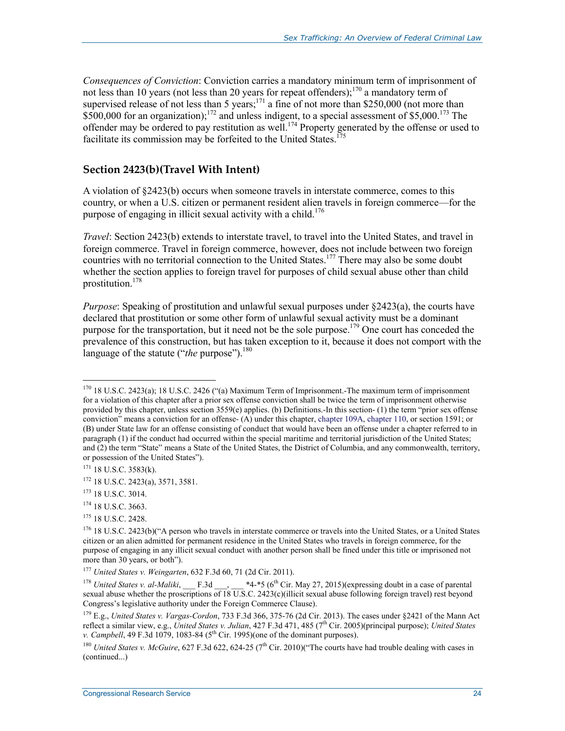*Consequences of Conviction*: Conviction carries a mandatory minimum term of imprisonment of not less than 10 years (not less than 20 years for repeat offenders);[170] a mandatory term of supervised release of not less than 5 years;[171] a fine of not more than $250,000 (not more than $500,000 for an organization);[172] and unless indigent, to a special assessment of $5,000.[173] The offender may be ordered to pay restitution as well.[174] Property generated by the offense or used to facilitate its commission may be forfeited to the United States.[175]

### Section 2423(b)(Travel With Intent)

A violation of §2423(b) occurs when someone travels in interstate commerce, comes to this country, or when a U.S. citizen or permanent resident alien travels in foreign commerce—for the purpose of engaging in illicit sexual activity with a child.[176]

*Travel*: Section 2423(b) extends to interstate travel, to travel into the United States, and travel in foreign commerce. Travel in foreign commerce, however, does not include between two foreign countries with no territorial connection to the United States.[177] There may also be some doubt whether the section applies to foreign travel for purposes of child sexual abuse other than child prostitution.[178]

*Purpose*: Speaking of prostitution and unlawful sexual purposes under §2423(a), the courts have declared that prostitution or some other form of unlawful sexual activity must be a dominant purpose for the transportation, but it need not be the sole purpose.[179] One court has conceded the prevalence of this construction, but has taken exception to it, because it does not comport with the language of the statute ("*the* purpose").[180]

---

[170] 18 U.S.C. 2423(a); 18 U.S.C. 2426 ("(a) Maximum Term of Imprisonment.-The maximum term of imprisonment for a violation of this chapter after a prior sex offense conviction shall be twice the term of imprisonment otherwise provided by this chapter, unless section 3559(e) applies. (b) Definitions.-In this section- (1) the term "prior sex offense conviction" means a conviction for an offense- (A) under this chapter, chapter 109A, chapter 110, or section 1591; or (B) under State law for an offense consisting of conduct that would have been an offense under a chapter referred to in paragraph (1) if the conduct had occurred within the special maritime and territorial jurisdiction of the United States; and (2) the term "State" means a State of the United States, the District of Columbia, and any commonwealth, territory, or possession of the United States").

[171] 18 U.S.C. 3583(k).

[172] 18 U.S.C. 2423(a), 3571, 3581.

[173] 18 U.S.C. 3014.

[174] 18 U.S.C. 3663.

[175] 18 U.S.C. 2428.

[176] 18 U.S.C. 2423(b)("A person who travels in interstate commerce or travels into the United States, or a United States citizen or an alien admitted for permanent residence in the United States who travels in foreign commerce, for the purpose of engaging in any illicit sexual conduct with another person shall be fined under this title or imprisoned not more than 30 years, or both").

[177] *United States v. Weingarten*, 632 F.3d 60, 71 (2d Cir. 2011).

[178] *United States v. al-Maliki*, ___ F.3d ___, ___ *4-*5 (6th Cir. May 27, 2015)(expressing doubt in a case of parental sexual abuse whether the proscriptions of 18 U.S.C. 2423(c)(illicit sexual abuse following foreign travel) rest beyond Congress's legislative authority under the Foreign Commerce Clause).

[179] E.g., *United States v. Vargas-Cordon*, 733 F.3d 366, 375-76 (2d Cir. 2013). The cases under §2421 of the Mann Act reflect a similar view, e.g., *United States v. Julian*, 427 F.3d 471, 485 (7th Cir. 2005)(principal purpose); *United States v. Campbell*, 49 F.3d 1079, 1083-84 (5th Cir. 1995)(one of the dominant purposes).

[180] *United States v. McGuire*, 627 F.3d 622, 624-25 (7th Cir. 2010)("The courts have had trouble dealing with cases in (continued...)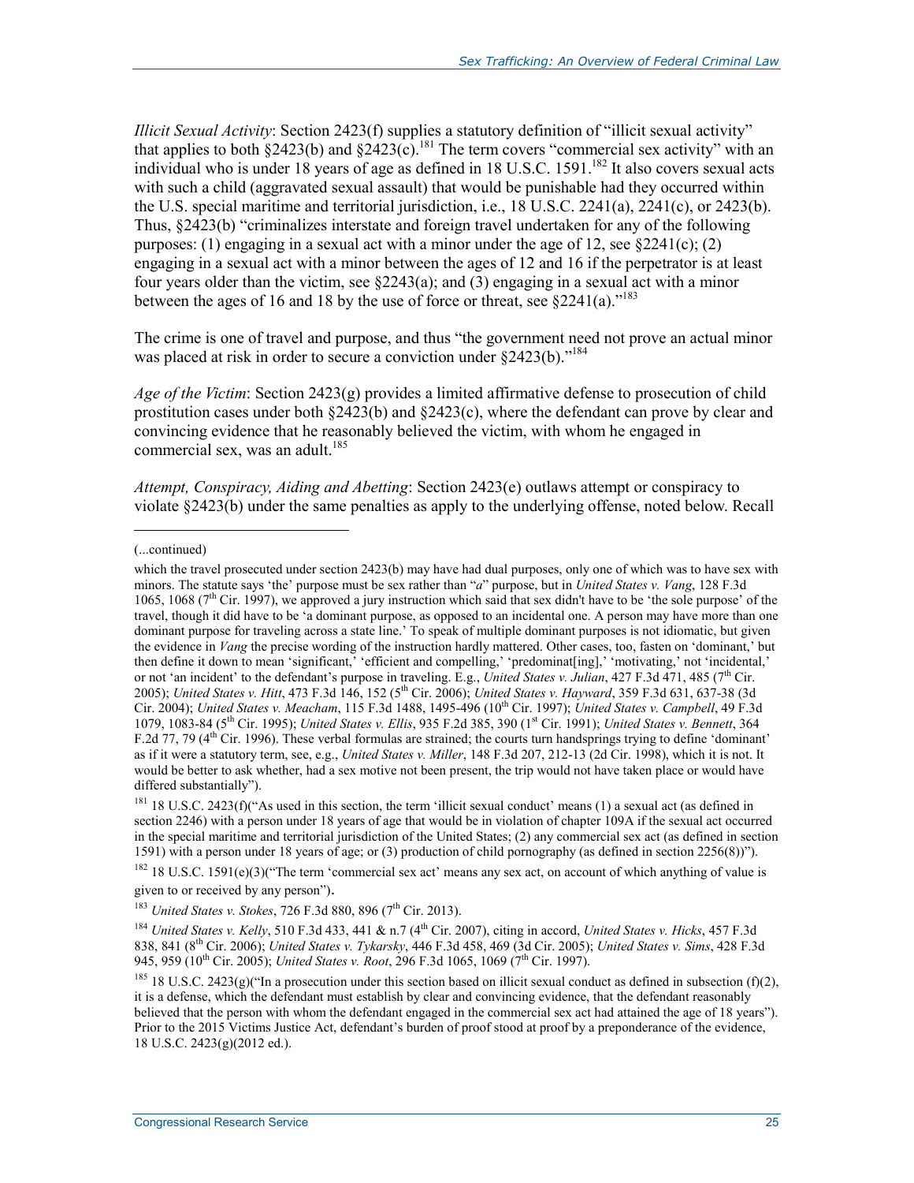*Illicit Sexual Activity*: Section 2423(f) supplies a statutory definition of "illicit sexual activity" that applies to both §2423(b) and §2423(c).[181] The term covers "commercial sex activity" with an individual who is under 18 years of age as defined in 18 U.S.C. 1591.[182] It also covers sexual acts with such a child (aggravated sexual assault) that would be punishable had they occurred within the U.S. special maritime and territorial jurisdiction, i.e., 18 U.S.C. 2241(a), 2241(c), or 2423(b). Thus, §2423(b) "criminalizes interstate and foreign travel undertaken for any of the following purposes: (1) engaging in a sexual act with a minor under the age of 12, see §2241(c); (2) engaging in a sexual act with a minor between the ages of 12 and 16 if the perpetrator is at least four years older than the victim, see §2243(a); and (3) engaging in a sexual act with a minor between the ages of 16 and 18 by the use of force or threat, see §2241(a)."[183]

The crime is one of travel and purpose, and thus "the government need not prove an actual minor was placed at risk in order to secure a conviction under §2423(b)."[184]

*Age of the Victim*: Section 2423(g) provides a limited affirmative defense to prosecution of child prostitution cases under both §2423(b) and §2423(c), where the defendant can prove by clear and convincing evidence that he reasonably believed the victim, with whom he engaged in commercial sex, was an adult.[185]

*Attempt, Conspiracy, Aiding and Abetting*: Section 2423(e) outlaws attempt or conspiracy to violate §2423(b) under the same penalties as apply to the underlying offense, noted below. Recall

---

(...continued)

which the travel prosecuted under section 2423(b) may have had dual purposes, only one of which was to have sex with minors. The statute says 'the' purpose must be sex rather than "*a*" purpose, but in *United States v. Vang*, 128 F.3d 1065, 1068 (7th Cir. 1997), we approved a jury instruction which said that sex didn't have to be 'the sole purpose' of the travel, though it did have to be 'a dominant purpose, as opposed to an incidental one. A person may have more than one dominant purpose for traveling across a state line.' To speak of multiple dominant purposes is not idiomatic, but given the evidence in *Vang* the precise wording of the instruction hardly mattered. Other cases, too, fasten on 'dominant,' but then define it down to mean 'significant,' 'efficient and compelling,' 'predominat[ing],' 'motivating,' not 'incidental,' or not 'an incident' to the defendant's purpose in traveling. E.g., *United States v. Julian*, 427 F.3d 471, 485 (7th Cir. 2005); *United States v. Hitt*, 473 F.3d 146, 152 (5th Cir. 2006); *United States v. Hayward*, 359 F.3d 631, 637-38 (3d Cir. 2004); *United States v. Meacham*, 115 F.3d 1488, 1495-496 (10th Cir. 1997); *United States v. Campbell*, 49 F.3d 1079, 1083-84 (5th Cir. 1995); *United States v. Ellis*, 935 F.2d 385, 390 (1st Cir. 1991); *United States v. Bennett*, 364 F.2d 77, 79 (4th Cir. 1996). These verbal formulas are strained; the courts turn handsprings trying to define 'dominant' as if it were a statutory term, see, e.g., *United States v. Miller*, 148 F.3d 207, 212-13 (2d Cir. 1998), which it is not. It would be better to ask whether, had a sex motive not been present, the trip would not have taken place or would have differed substantially").

[181] 18 U.S.C. 2423(f)("As used in this section, the term 'illicit sexual conduct' means (1) a sexual act (as defined in section 2246) with a person under 18 years of age that would be in violation of chapter 109A if the sexual act occurred in the special maritime and territorial jurisdiction of the United States; (2) any commercial sex act (as defined in section 1591) with a person under 18 years of age; or (3) production of child pornography (as defined in section 2256(8))").

[182] 18 U.S.C. 1591(e)(3)("The term 'commercial sex act' means any sex act, on account of which anything of value is given to or received by any person").

[183] *United States v. Stokes*, 726 F.3d 880, 896 (7th Cir. 2013).

[184] *United States v. Kelly*, 510 F.3d 433, 441 & n.7 (4th Cir. 2007), citing in accord, *United States v. Hicks*, 457 F.3d 838, 841 (8th Cir. 2006); *United States v. Tykarsky*, 446 F.3d 458, 469 (3d Cir. 2005); *United States v. Sims*, 428 F.3d 945, 959 (10th Cir. 2005); *United States v. Root*, 296 F.3d 1065, 1069 (7th Cir. 1997).

[185] 18 U.S.C. 2423(g)("In a prosecution under this section based on illicit sexual conduct as defined in subsection (f)(2), it is a defense, which the defendant must establish by clear and convincing evidence, that the defendant reasonably believed that the person with whom the defendant engaged in the commercial sex act had attained the age of 18 years"). Prior to the 2015 Victims Justice Act, defendant's burden of proof stood at proof by a preponderance of the evidence, 18 U.S.C. 2423(g)(2012 ed.).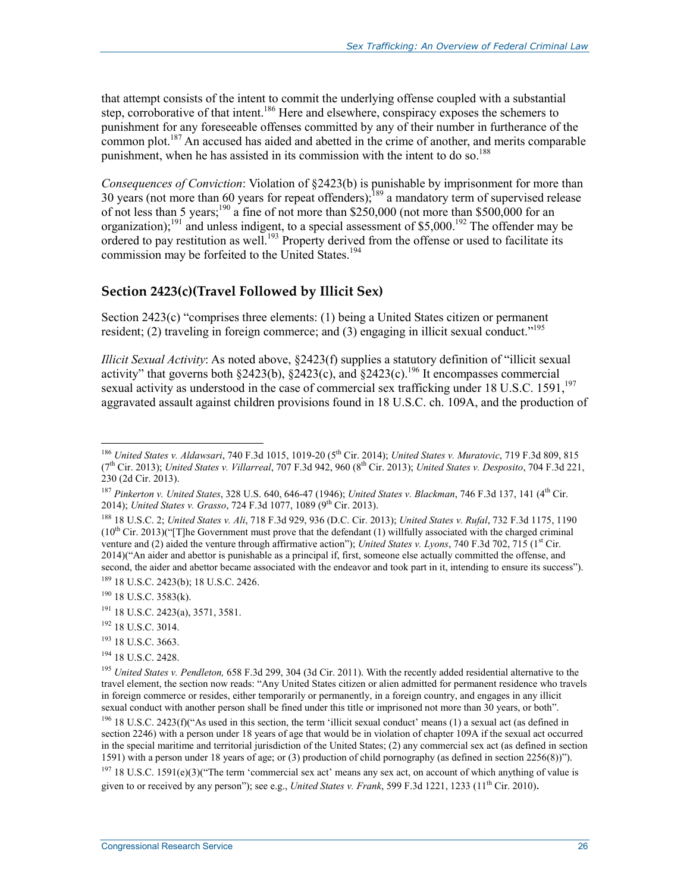that attempt consists of the intent to commit the underlying offense coupled with a substantial step, corroborative of that intent.[186] Here and elsewhere, conspiracy exposes the schemers to punishment for any foreseeable offenses committed by any of their number in furtherance of the common plot.[187] An accused has aided and abetted in the crime of another, and merits comparable punishment, when he has assisted in its commission with the intent to do so.[188]

*Consequences of Conviction*: Violation of §2423(b) is punishable by imprisonment for more than 30 years (not more than 60 years for repeat offenders);[189] a mandatory term of supervised release of not less than 5 years;[190] a fine of not more than $250,000 (not more than $500,000 for an organization);[191] and unless indigent, to a special assessment of $5,000.[192] The offender may be ordered to pay restitution as well.[193] Property derived from the offense or used to facilitate its commission may be forfeited to the United States.[194]

### Section 2423(c)(Travel Followed by Illicit Sex)

Section 2423(c) "comprises three elements: (1) being a United States citizen or permanent resident; (2) traveling in foreign commerce; and (3) engaging in illicit sexual conduct."[195]

*Illicit Sexual Activity*: As noted above, §2423(f) supplies a statutory definition of "illicit sexual activity" that governs both §2423(b), §2423(c), and §2423(c).[196] It encompasses commercial sexual activity as understood in the case of commercial sex trafficking under 18 U.S.C. 1591,[197] aggravated assault against children provisions found in 18 U.S.C. ch. 109A, and the production of

---

[186] *United States v. Aldawsari*, 740 F.3d 1015, 1019-20 (5th Cir. 2014); *United States v. Muratovic*, 719 F.3d 809, 815 (7th Cir. 2013); *United States v. Villarreal*, 707 F.3d 942, 960 (8th Cir. 2013); *United States v. Desposito*, 704 F.3d 221, 230 (2d Cir. 2013).

[187] *Pinkerton v. United States*, 328 U.S. 640, 646-47 (1946); *United States v. Blackman*, 746 F.3d 137, 141 (4th Cir. 2014); *United States v. Grasso*, 724 F.3d 1077, 1089 (9th Cir. 2013).

[188] 18 U.S.C. 2; *United States v. Ali*, 718 F.3d 929, 936 (D.C. Cir. 2013); *United States v. Rufal*, 732 F.3d 1175, 1190 (10th Cir. 2013)("[T]he Government must prove that the defendant (1) willfully associated with the charged criminal venture and (2) aided the venture through affirmative action"); *United States v. Lyons*, 740 F.3d 702, 715 (1st Cir. 2014)("An aider and abettor is punishable as a principal if, first, someone else actually committed the offense, and second, the aider and abettor became associated with the endeavor and took part in it, intending to ensure its success").

[189] 18 U.S.C. 2423(b); 18 U.S.C. 2426.

[190] 18 U.S.C. 3583(k).

[191] 18 U.S.C. 2423(a), 3571, 3581.

[192] 18 U.S.C. 3014.

[193] 18 U.S.C. 3663.

[194] 18 U.S.C. 2428.

[195] *United States v. Pendleton,* 658 F.3d 299, 304 (3d Cir. 2011). With the recently added residential alternative to the travel element, the section now reads: "Any United States citizen or alien admitted for permanent residence who travels in foreign commerce or resides, either temporarily or permanently, in a foreign country, and engages in any illicit sexual conduct with another person shall be fined under this title or imprisoned not more than 30 years, or both".

[196] 18 U.S.C. 2423(f)("As used in this section, the term 'illicit sexual conduct' means (1) a sexual act (as defined in section 2246) with a person under 18 years of age that would be in violation of chapter 109A if the sexual act occurred in the special maritime and territorial jurisdiction of the United States; (2) any commercial sex act (as defined in section 1591) with a person under 18 years of age; or (3) production of child pornography (as defined in section 2256(8))").

[197] 18 U.S.C. 1591(e)(3)("The term 'commercial sex act' means any sex act, on account of which anything of value is given to or received by any person"); see e.g., *United States v. Frank*, 599 F.3d 1221, 1233 (11th Cir. 2010).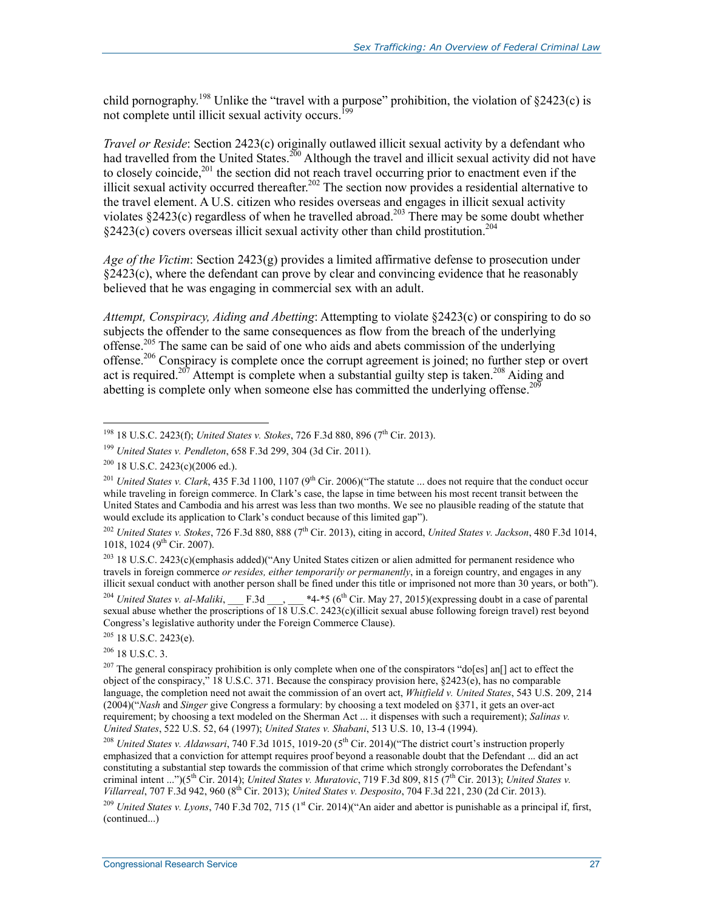child pornography.[198] Unlike the "travel with a purpose" prohibition, the violation of §2423(c) is not complete until illicit sexual activity occurs.[199]

*Travel or Reside*: Section 2423(c) originally outlawed illicit sexual activity by a defendant who had travelled from the United States.[200] Although the travel and illicit sexual activity did not have to closely coincide,[201] the section did not reach travel occurring prior to enactment even if the illicit sexual activity occurred thereafter.[202] The section now provides a residential alternative to the travel element. A U.S. citizen who resides overseas and engages in illicit sexual activity violates §2423(c) regardless of when he travelled abroad.[203] There may be some doubt whether §2423(c) covers overseas illicit sexual activity other than child prostitution.[204]

*Age of the Victim*: Section 2423(g) provides a limited affirmative defense to prosecution under §2423(c), where the defendant can prove by clear and convincing evidence that he reasonably believed that he was engaging in commercial sex with an adult.

*Attempt, Conspiracy, Aiding and Abetting*: Attempting to violate §2423(c) or conspiring to do so subjects the offender to the same consequences as flow from the breach of the underlying offense.[205] The same can be said of one who aids and abets commission of the underlying offense.[206] Conspiracy is complete once the corrupt agreement is joined; no further step or overt act is required.[207] Attempt is complete when a substantial guilty step is taken.[208] Aiding and abetting is complete only when someone else has committed the underlying offense.[209]

---

[198] 18 U.S.C. 2423(f); *United States v. Stokes*, 726 F.3d 880, 896 (7th Cir. 2013).

[199] *United States v. Pendleton*, 658 F.3d 299, 304 (3d Cir. 2011).

[200] 18 U.S.C. 2423(c)(2006 ed.).

[201] *United States v. Clark*, 435 F.3d 1100, 1107 (9th Cir. 2006)("The statute ... does not require that the conduct occur while traveling in foreign commerce. In Clark's case, the lapse in time between his most recent transit between the United States and Cambodia and his arrest was less than two months. We see no plausible reading of the statute that would exclude its application to Clark's conduct because of this limited gap").

[202] *United States v. Stokes*, 726 F.3d 880, 888 (7th Cir. 2013), citing in accord, *United States v. Jackson*, 480 F.3d 1014, 1018, 1024 (9th Cir. 2007).

[203] 18 U.S.C. 2423(c)(emphasis added)("Any United States citizen or alien admitted for permanent residence who travels in foreign commerce *or resides, either temporarily or permanently*, in a foreign country, and engages in any illicit sexual conduct with another person shall be fined under this title or imprisoned not more than 30 years, or both").

[204] *United States v. al-Maliki*, ___ F.3d ___, ___ *4-*5 (6th Cir. May 27, 2015)(expressing doubt in a case of parental sexual abuse whether the proscriptions of 18 U.S.C. 2423(c)(illicit sexual abuse following foreign travel) rest beyond Congress's legislative authority under the Foreign Commerce Clause).

[205] 18 U.S.C. 2423(e).

[206] 18 U.S.C. 3.

[207] The general conspiracy prohibition is only complete when one of the conspirators "do[es] an[] act to effect the object of the conspiracy," 18 U.S.C. 371. Because the conspiracy provision here, §2423(e), has no comparable language, the completion need not await the commission of an overt act, *Whitfield v. United States*, 543 U.S. 209, 214 (2004)("*Nash* and *Singer* give Congress a formulary: by choosing a text modeled on §371, it gets an over-act requirement; by choosing a text modeled on the Sherman Act ... it dispenses with such a requirement); *Salinas v. United States*, 522 U.S. 52, 64 (1997); *United States v. Shabani*, 513 U.S. 10, 13-4 (1994).

[208] *United States v. Aldawsari*, 740 F.3d 1015, 1019-20 (5th Cir. 2014)("The district court's instruction properly emphasized that a conviction for attempt requires proof beyond a reasonable doubt that the Defendant ... did an act constituting a substantial step towards the commission of that crime which strongly corroborates the Defendant's criminal intent ...")(5th Cir. 2014); *United States v. Muratovic*, 719 F.3d 809, 815 (7th Cir. 2013); *United States v. Villarreal*, 707 F.3d 942, 960 (8th Cir. 2013); *United States v. Desposito*, 704 F.3d 221, 230 (2d Cir. 2013).

[209] *United States v. Lyons*, 740 F.3d 702, 715 (1st Cir. 2014)("An aider and abettor is punishable as a principal if, first, (continued...)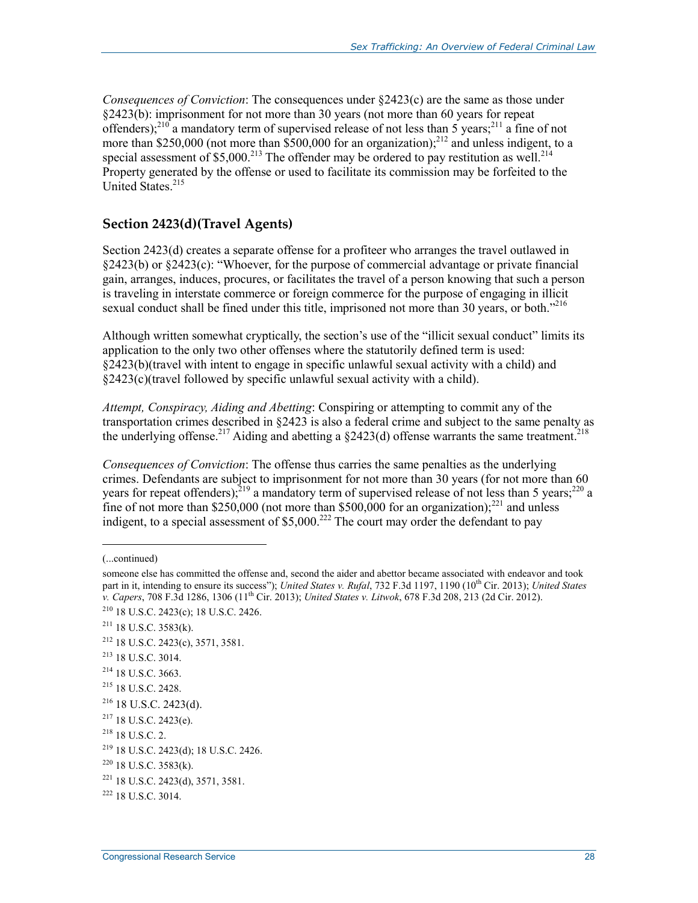*Consequences of Conviction*: The consequences under §2423(c) are the same as those under §2423(b): imprisonment for not more than 30 years (not more than 60 years for repeat offenders);[210] a mandatory term of supervised release of not less than 5 years;[211] a fine of not more than $250,000 (not more than $500,000 for an organization);[212] and unless indigent, to a special assessment of $5,000.[213] The offender may be ordered to pay restitution as well.[214] Property generated by the offense or used to facilitate its commission may be forfeited to the United States.[215]

### Section 2423(d)(Travel Agents)

Section 2423(d) creates a separate offense for a profiteer who arranges the travel outlawed in §2423(b) or §2423(c): "Whoever, for the purpose of commercial advantage or private financial gain, arranges, induces, procures, or facilitates the travel of a person knowing that such a person is traveling in interstate commerce or foreign commerce for the purpose of engaging in illicit sexual conduct shall be fined under this title, imprisoned not more than 30 years, or both."[216]

Although written somewhat cryptically, the section's use of the "illicit sexual conduct" limits its application to the only two other offenses where the statutorily defined term is used: §2423(b)(travel with intent to engage in specific unlawful sexual activity with a child) and §2423(c)(travel followed by specific unlawful sexual activity with a child).

*Attempt, Conspiracy, Aiding and Abetting*: Conspiring or attempting to commit any of the transportation crimes described in §2423 is also a federal crime and subject to the same penalty as the underlying offense.[217] Aiding and abetting a §2423(d) offense warrants the same treatment.[218]

*Consequences of Conviction*: The offense thus carries the same penalties as the underlying crimes. Defendants are subject to imprisonment for not more than 30 years (for not more than 60 years for repeat offenders);[219] a mandatory term of supervised release of not less than 5 years;[220] a fine of not more than $250,000 (not more than $500,000 for an organization);[221] and unless indigent, to a special assessment of $5,000.[222] The court may order the defendant to pay

---

(...continued)

someone else has committed the offense and, second the aider and abettor became associated with endeavor and took part in it, intending to ensure its success"); *United States v. Rufal*, 732 F.3d 1197, 1190 (10th Cir. 2013); *United States v. Capers*, 708 F.3d 1286, 1306 (11th Cir. 2013); *United States v. Litwok*, 678 F.3d 208, 213 (2d Cir. 2012).

[210] 18 U.S.C. 2423(c); 18 U.S.C. 2426.

[211] 18 U.S.C. 3583(k).

[212] 18 U.S.C. 2423(c), 3571, 3581.

[213] 18 U.S.C. 3014.

[214] 18 U.S.C. 3663.

[215] 18 U.S.C. 2428.

[216] 18 U.S.C. 2423(d).

[217] 18 U.S.C. 2423(e).

[218] 18 U.S.C. 2.

[219] 18 U.S.C. 2423(d); 18 U.S.C. 2426.

[220] 18 U.S.C. 3583(k).

[221] 18 U.S.C. 2423(d), 3571, 3581.

[222] 18 U.S.C. 3014.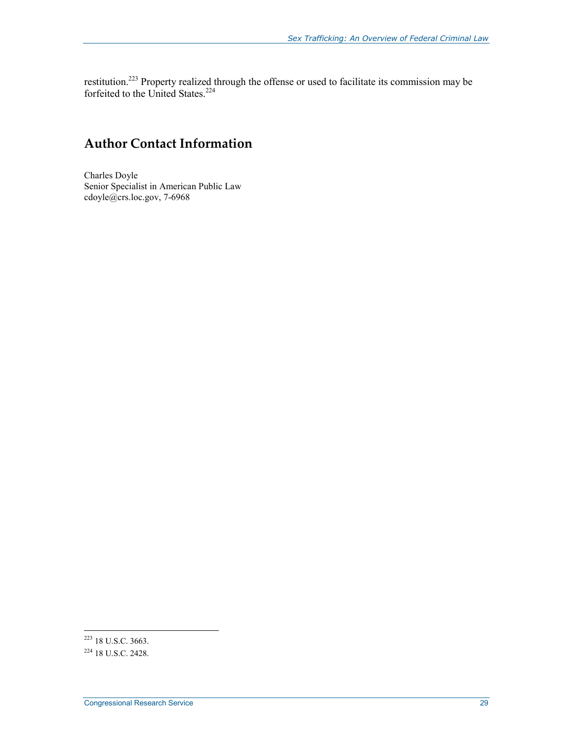restitution.[223] Property realized through the offense or used to facilitate its commission may be forfeited to the United States.[224]

## Author Contact Information

Charles Doyle
Senior Specialist in American Public Law
cdoyle@crs.loc.gov, 7-6968

[223] 18 U.S.C. 3663.

[224] 18 U.S.C. 2428.